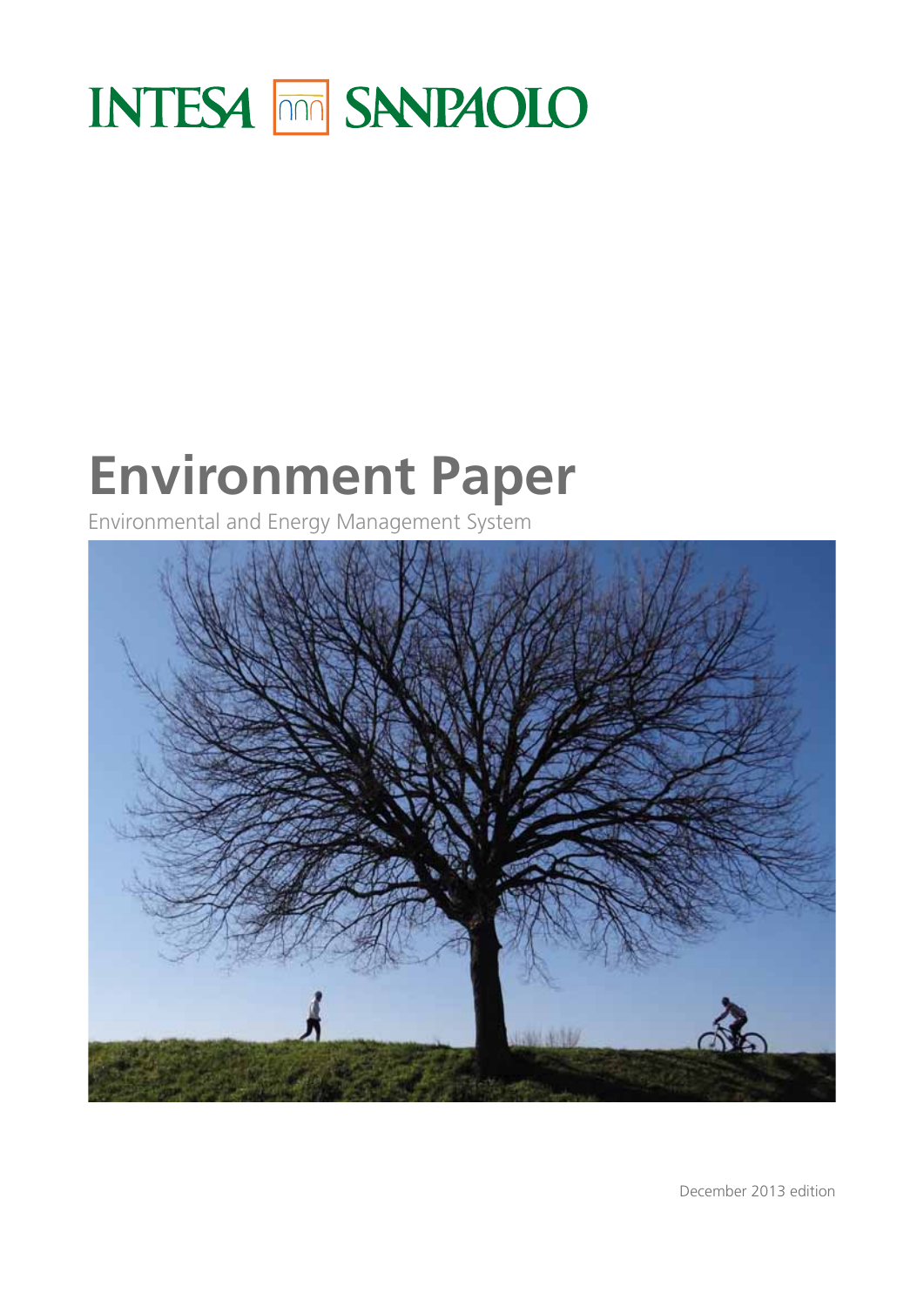INTESA SANPAOLO

# Environment Paper

Environmental and Energy Management System

December 2013 edition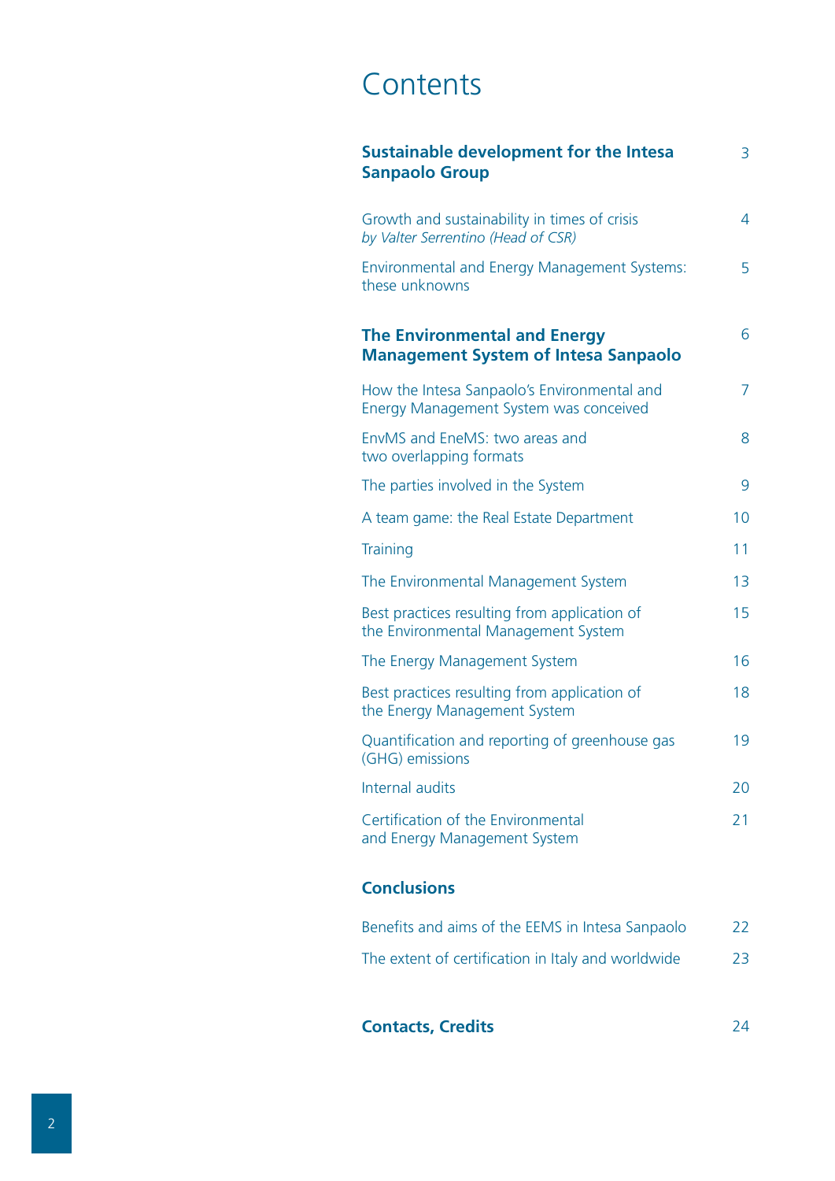# Contents

| | |
|---|---|
| **Sustainable development for the Intesa Sanpaolo Group** | 3 |
| Growth and sustainability in times of crisis *by Valter Serrentino (Head of CSR)* | 4 |
| Environmental and Energy Management Systems: these unknowns | 5 |
| **The Environmental and Energy Management System of Intesa Sanpaolo** | 6 |
| How the Intesa Sanpaolo's Environmental and Energy Management System was conceived | 7 |
| EnvMS and EneMS: two areas and two overlapping formats | 8 |
| The parties involved in the System | 9 |
| A team game: the Real Estate Department | 10 |
| Training | 11 |
| The Environmental Management System | 13 |
| Best practices resulting from application of the Environmental Management System | 15 |
| The Energy Management System | 16 |
| Best practices resulting from application of the Energy Management System | 18 |
| Quantification and reporting of greenhouse gas (GHG) emissions | 19 |
| Internal audits | 20 |
| Certification of the Environmental and Energy Management System | 21 |
| **Conclusions** | |
| Benefits and aims of the EEMS in Intesa Sanpaolo | 22 |
| The extent of certification in Italy and worldwide | 23 |
| **Contacts, Credits** | 24 |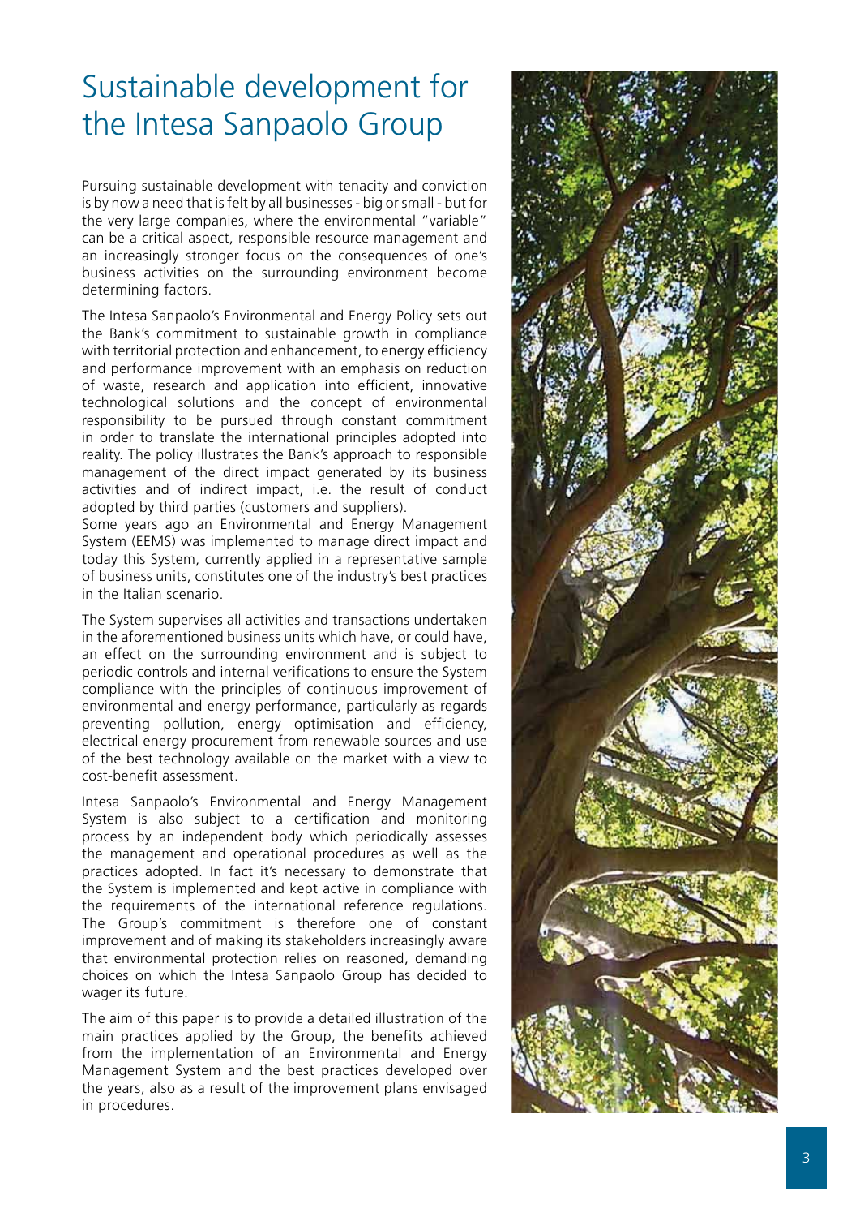# Sustainable development for the Intesa Sanpaolo Group

Pursuing sustainable development with tenacity and conviction is by now a need that is felt by all businesses - big or small - but for the very large companies, where the environmental "variable" can be a critical aspect, responsible resource management and an increasingly stronger focus on the consequences of one's business activities on the surrounding environment become determining factors.

The Intesa Sanpaolo's Environmental and Energy Policy sets out the Bank's commitment to sustainable growth in compliance with territorial protection and enhancement, to energy efficiency and performance improvement with an emphasis on reduction of waste, research and application into efficient, innovative technological solutions and the concept of environmental responsibility to be pursued through constant commitment in order to translate the international principles adopted into reality. The policy illustrates the Bank's approach to responsible management of the direct impact generated by its business activities and of indirect impact, i.e. the result of conduct adopted by third parties (customers and suppliers).

Some years ago an Environmental and Energy Management System (EEMS) was implemented to manage direct impact and today this System, currently applied in a representative sample of business units, constitutes one of the industry's best practices in the Italian scenario.

The System supervises all activities and transactions undertaken in the aforementioned business units which have, or could have, an effect on the surrounding environment and is subject to periodic controls and internal verifications to ensure the System compliance with the principles of continuous improvement of environmental and energy performance, particularly as regards preventing pollution, energy optimisation and efficiency, electrical energy procurement from renewable sources and use of the best technology available on the market with a view to cost-benefit assessment.

Intesa Sanpaolo's Environmental and Energy Management System is also subject to a certification and monitoring process by an independent body which periodically assesses the management and operational procedures as well as the practices adopted. In fact it's necessary to demonstrate that the System is implemented and kept active in compliance with the requirements of the international reference regulations. The Group's commitment is therefore one of constant improvement and of making its stakeholders increasingly aware that environmental protection relies on reasoned, demanding choices on which the Intesa Sanpaolo Group has decided to wager its future.

The aim of this paper is to provide a detailed illustration of the main practices applied by the Group, the benefits achieved from the implementation of an Environmental and Energy Management System and the best practices developed over the years, also as a result of the improvement plans envisaged in procedures.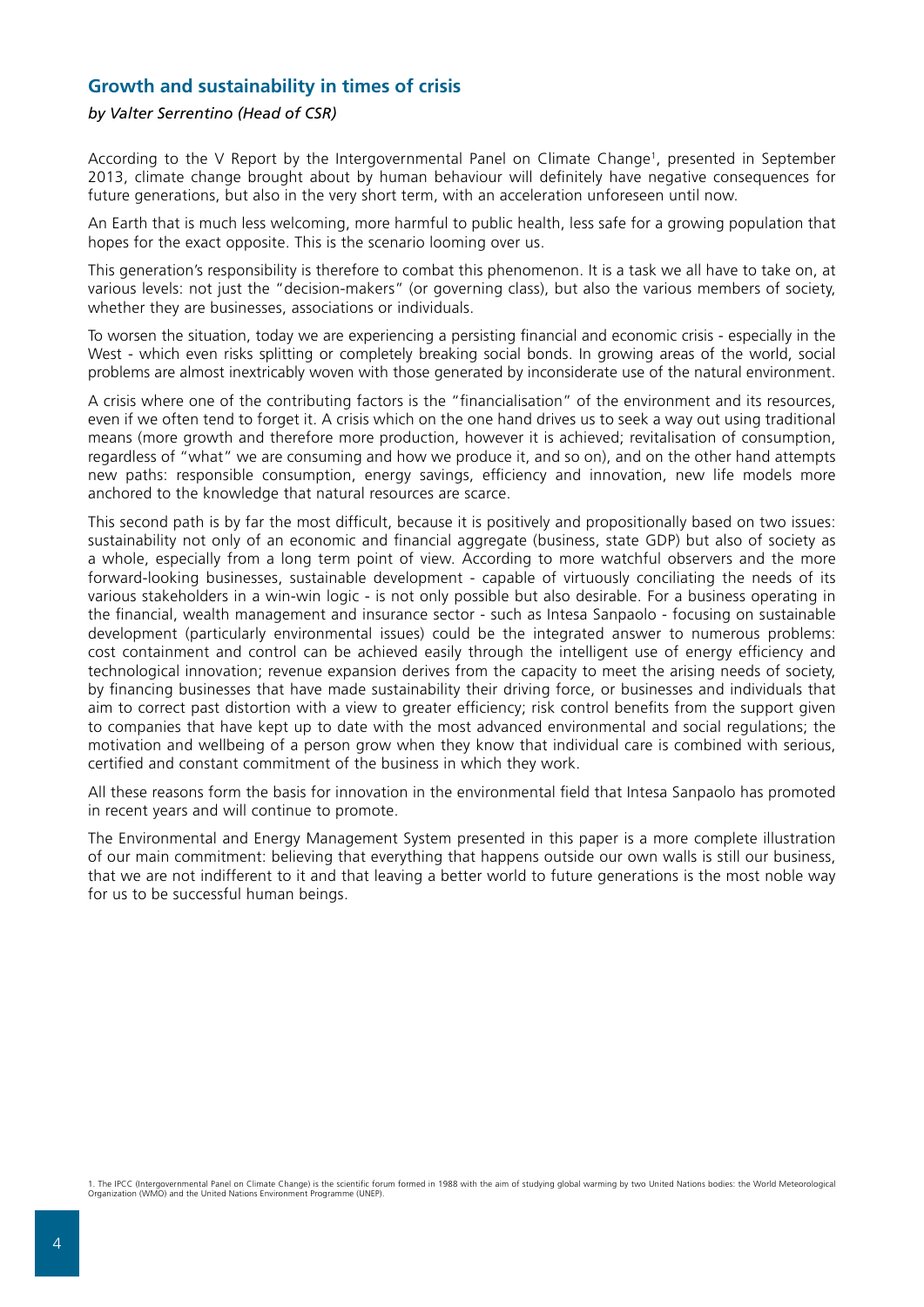## Growth and sustainability in times of crisis

*by Valter Serrentino (Head of CSR)*

According to the V Report by the Intergovernmental Panel on Climate Change[1], presented in September 2013, climate change brought about by human behaviour will definitely have negative consequences for future generations, but also in the very short term, with an acceleration unforeseen until now.

An Earth that is much less welcoming, more harmful to public health, less safe for a growing population that hopes for the exact opposite. This is the scenario looming over us.

This generation's responsibility is therefore to combat this phenomenon. It is a task we all have to take on, at various levels: not just the "decision-makers" (or governing class), but also the various members of society, whether they are businesses, associations or individuals.

To worsen the situation, today we are experiencing a persisting financial and economic crisis - especially in the West - which even risks splitting or completely breaking social bonds. In growing areas of the world, social problems are almost inextricably woven with those generated by inconsiderate use of the natural environment.

A crisis where one of the contributing factors is the "financialisation" of the environment and its resources, even if we often tend to forget it. A crisis which on the one hand drives us to seek a way out using traditional means (more growth and therefore more production, however it is achieved; revitalisation of consumption, regardless of "what" we are consuming and how we produce it, and so on), and on the other hand attempts new paths: responsible consumption, energy savings, efficiency and innovation, new life models more anchored to the knowledge that natural resources are scarce.

This second path is by far the most difficult, because it is positively and propositionally based on two issues: sustainability not only of an economic and financial aggregate (business, state GDP) but also of society as a whole, especially from a long term point of view. According to more watchful observers and the more forward-looking businesses, sustainable development - capable of virtuously conciliating the needs of its various stakeholders in a win-win logic - is not only possible but also desirable. For a business operating in the financial, wealth management and insurance sector - such as Intesa Sanpaolo - focusing on sustainable development (particularly environmental issues) could be the integrated answer to numerous problems: cost containment and control can be achieved easily through the intelligent use of energy efficiency and technological innovation; revenue expansion derives from the capacity to meet the arising needs of society, by financing businesses that have made sustainability their driving force, or businesses and individuals that aim to correct past distortion with a view to greater efficiency; risk control benefits from the support given to companies that have kept up to date with the most advanced environmental and social regulations; the motivation and wellbeing of a person grow when they know that individual care is combined with serious, certified and constant commitment of the business in which they work.

All these reasons form the basis for innovation in the environmental field that Intesa Sanpaolo has promoted in recent years and will continue to promote.

The Environmental and Energy Management System presented in this paper is a more complete illustration of our main commitment: believing that everything that happens outside our own walls is still our business, that we are not indifferent to it and that leaving a better world to future generations is the most noble way for us to be successful human beings.

1. The IPCC (Intergovernmental Panel on Climate Change) is the scientific forum formed in 1988 with the aim of studying global warming by two United Nations bodies: the World Meteorological Organization (WMO) and the United Nations Environment Programme (UNEP).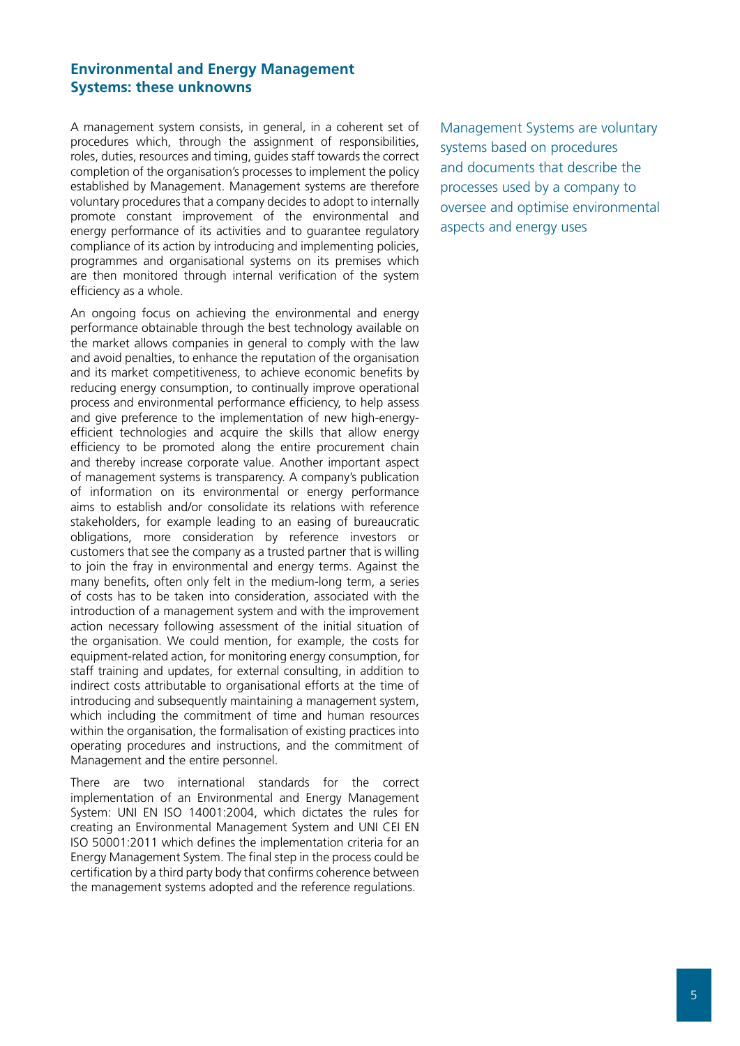## Environmental and Energy Management Systems: these unknowns

A management system consists, in general, in a coherent set of procedures which, through the assignment of responsibilities, roles, duties, resources and timing, guides staff towards the correct completion of the organisation's processes to implement the policy established by Management. Management systems are therefore voluntary procedures that a company decides to adopt to internally promote constant improvement of the environmental and energy performance of its activities and to guarantee regulatory compliance of its action by introducing and implementing policies, programmes and organisational systems on its premises which are then monitored through internal verification of the system efficiency as a whole.

Management Systems are voluntary systems based on procedures and documents that describe the processes used by a company to oversee and optimise environmental aspects and energy uses

An ongoing focus on achieving the environmental and energy performance obtainable through the best technology available on the market allows companies in general to comply with the law and avoid penalties, to enhance the reputation of the organisation and its market competitiveness, to achieve economic benefits by reducing energy consumption, to continually improve operational process and environmental performance efficiency, to help assess and give preference to the implementation of new high-energy-efficient technologies and acquire the skills that allow energy efficiency to be promoted along the entire procurement chain and thereby increase corporate value. Another important aspect of management systems is transparency. A company's publication of information on its environmental or energy performance aims to establish and/or consolidate its relations with reference stakeholders, for example leading to an easing of bureaucratic obligations, more consideration by reference investors or customers that see the company as a trusted partner that is willing to join the fray in environmental and energy terms. Against the many benefits, often only felt in the medium-long term, a series of costs has to be taken into consideration, associated with the introduction of a management system and with the improvement action necessary following assessment of the initial situation of the organisation. We could mention, for example, the costs for equipment-related action, for monitoring energy consumption, for staff training and updates, for external consulting, in addition to indirect costs attributable to organisational efforts at the time of introducing and subsequently maintaining a management system, which including the commitment of time and human resources within the organisation, the formalisation of existing practices into operating procedures and instructions, and the commitment of Management and the entire personnel.

There are two international standards for the correct implementation of an Environmental and Energy Management System: UNI EN ISO 14001:2004, which dictates the rules for creating an Environmental Management System and UNI CEI EN ISO 50001:2011 which defines the implementation criteria for an Energy Management System. The final step in the process could be certification by a third party body that confirms coherence between the management systems adopted and the reference regulations.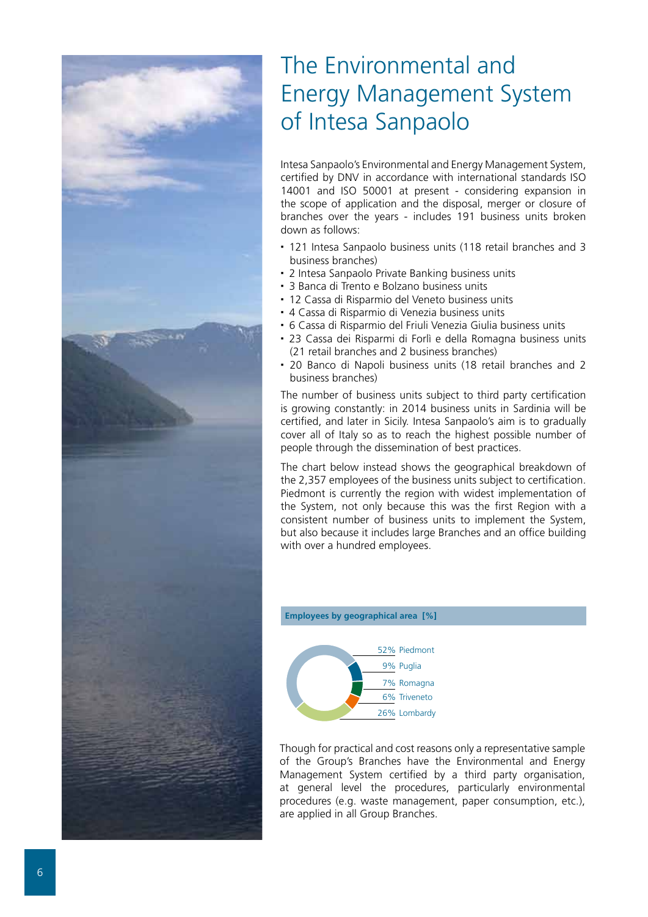# The Environmental and Energy Management System of Intesa Sanpaolo

Intesa Sanpaolo's Environmental and Energy Management System, certified by DNV in accordance with international standards ISO 14001 and ISO 50001 at present - considering expansion in the scope of application and the disposal, merger or closure of branches over the years - includes 191 business units broken down as follows:

- 121 Intesa Sanpaolo business units (118 retail branches and 3 business branches)
- 2 Intesa Sanpaolo Private Banking business units
- 3 Banca di Trento e Bolzano business units
- 12 Cassa di Risparmio del Veneto business units
- 4 Cassa di Risparmio di Venezia business units
- 6 Cassa di Risparmio del Friuli Venezia Giulia business units
- 23 Cassa dei Risparmi di Forlì e della Romagna business units (21 retail branches and 2 business branches)
- 20 Banco di Napoli business units (18 retail branches and 2 business branches)

The number of business units subject to third party certification is growing constantly: in 2014 business units in Sardinia will be certified, and later in Sicily. Intesa Sanpaolo's aim is to gradually cover all of Italy so as to reach the highest possible number of people through the dissemination of best practices.

The chart below instead shows the geographical breakdown of the 2,357 employees of the business units subject to certification. Piedmont is currently the region with widest implementation of the System, not only because this was the first Region with a consistent number of business units to implement the System, but also because it includes large Branches and an office building with over a hundred employees.

**Employees by geographical area [%]**

| Area | % |
|---|---|
| Piedmont | 52% |
| Puglia | 9% |
| Romagna | 7% |
| Triveneto | 6% |
| Lombardy | 26% |

Though for practical and cost reasons only a representative sample of the Group's Branches have the Environmental and Energy Management System certified by a third party organisation, at general level the procedures, particularly environmental procedures (e.g. waste management, paper consumption, etc.), are applied in all Group Branches.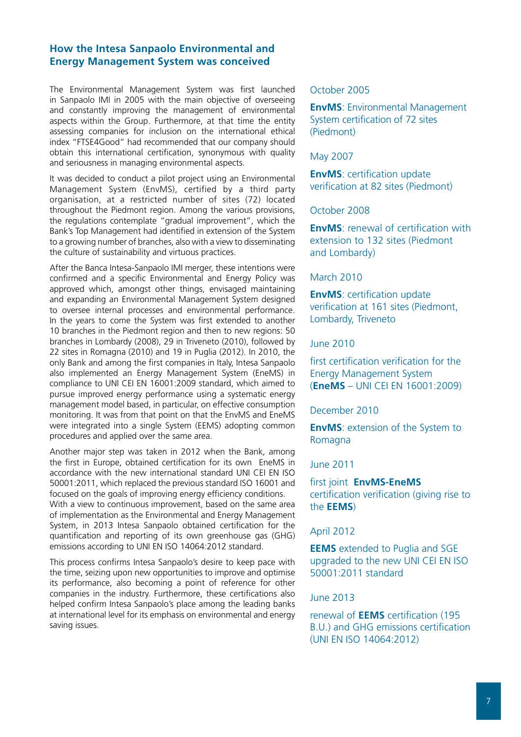## How the Intesa Sanpaolo Environmental and Energy Management System was conceived

The Environmental Management System was first launched in Sanpaolo IMI in 2005 with the main objective of overseeing and constantly improving the management of environmental aspects within the Group. Furthermore, at that time the entity assessing companies for inclusion on the international ethical index "FTSE4Good" had recommended that our company should obtain this international certification, synonymous with quality and seriousness in managing environmental aspects.

It was decided to conduct a pilot project using an Environmental Management System (EnvMS), certified by a third party organisation, at a restricted number of sites (72) located throughout the Piedmont region. Among the various provisions, the regulations contemplate "gradual improvement", which the Bank's Top Management had identified in extension of the System to a growing number of branches, also with a view to disseminating the culture of sustainability and virtuous practices.

After the Banca Intesa-Sanpaolo IMI merger, these intentions were confirmed and a specific Environmental and Energy Policy was approved which, amongst other things, envisaged maintaining and expanding an Environmental Management System designed to oversee internal processes and environmental performance. In the years to come the System was first extended to another 10 branches in the Piedmont region and then to new regions: 50 branches in Lombardy (2008), 29 in Triveneto (2010), followed by 22 sites in Romagna (2010) and 19 in Puglia (2012). In 2010, the only Bank and among the first companies in Italy, Intesa Sanpaolo also implemented an Energy Management System (EneMS) in compliance to UNI CEI EN 16001:2009 standard, which aimed to pursue improved energy performance using a systematic energy management model based, in particular, on effective consumption monitoring. It was from that point on that the EnvMS and EneMS were integrated into a single System (EEMS) adopting common procedures and applied over the same area.

Another major step was taken in 2012 when the Bank, among the first in Europe, obtained certification for its own EneMS in accordance with the new international standard UNI CEI EN ISO 50001:2011, which replaced the previous standard ISO 16001 and focused on the goals of improving energy efficiency conditions.
With a view to continuous improvement, based on the same area of implementation as the Environmental and Energy Management System, in 2013 Intesa Sanpaolo obtained certification for the quantification and reporting of its own greenhouse gas (GHG) emissions according to UNI EN ISO 14064:2012 standard.

This process confirms Intesa Sanpaolo's desire to keep pace with the time, seizing upon new opportunities to improve and optimise its performance, also becoming a point of reference for other companies in the industry. Furthermore, these certifications also helped confirm Intesa Sanpaolo's place among the leading banks at international level for its emphasis on environmental and energy saving issues.

October 2005

**EnvMS**: Environmental Management System certification of 72 sites (Piedmont)

May 2007

**EnvMS**: certification update verification at 82 sites (Piedmont)

October 2008

**EnvMS**: renewal of certification with extension to 132 sites (Piedmont and Lombardy)

March 2010

**EnvMS**: certification update verification at 161 sites (Piedmont, Lombardy, Triveneto

June 2010

first certification verification for the Energy Management System (**EneMS** – UNI CEI EN 16001:2009)

December 2010

**EnvMS**: extension of the System to Romagna

June 2011

first joint **EnvMS-EneMS** certification verification (giving rise to the **EEMS**)

April 2012

**EEMS** extended to Puglia and SGE upgraded to the new UNI CEI EN ISO 50001:2011 standard

June 2013

renewal of **EEMS** certification (195 B.U.) and GHG emissions certification (UNI EN ISO 14064:2012)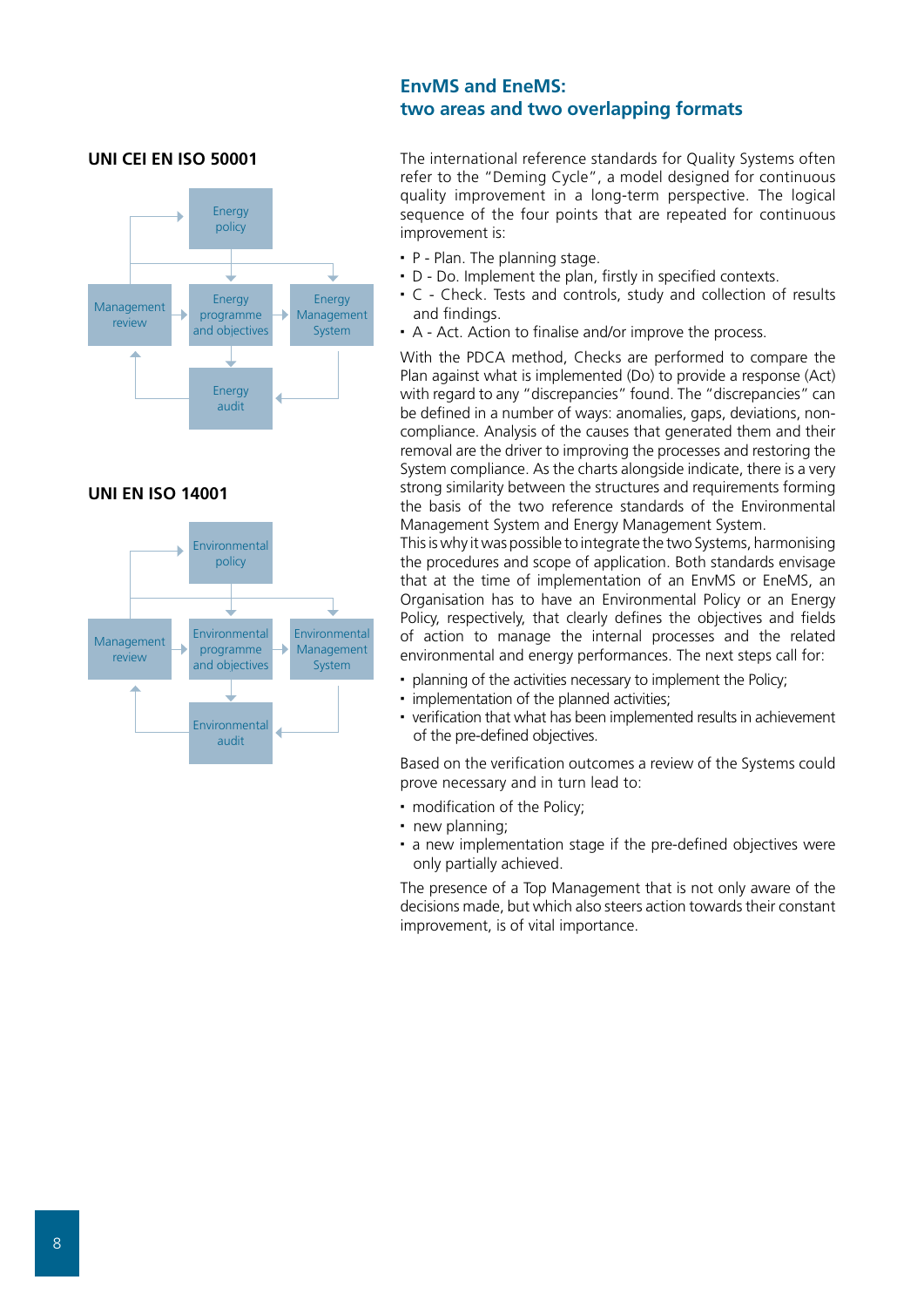### UNI CEI EN ISO 50001

Energy policy

Management review | Energy programme and objectives | Energy Management System

Energy audit

### UNI EN ISO 14001

Environmental policy

Management review | Environmental programme and objectives | Environmental Management System

Environmental audit

## EnvMS and EneMS: two areas and two overlapping formats

The international reference standards for Quality Systems often refer to the "Deming Cycle", a model designed for continuous quality improvement in a long-term perspective. The logical sequence of the four points that are repeated for continuous improvement is:

- P - Plan. The planning stage.
- D - Do. Implement the plan, firstly in specified contexts.
- C - Check. Tests and controls, study and collection of results and findings.
- A - Act. Action to finalise and/or improve the process.

With the PDCA method, Checks are performed to compare the Plan against what is implemented (Do) to provide a response (Act) with regard to any "discrepancies" found. The "discrepancies" can be defined in a number of ways: anomalies, gaps, deviations, non-compliance. Analysis of the causes that generated them and their removal are the driver to improving the processes and restoring the System compliance. As the charts alongside indicate, there is a very strong similarity between the structures and requirements forming the basis of the two reference standards of the Environmental Management System and Energy Management System.

This is why it was possible to integrate the two Systems, harmonising the procedures and scope of application. Both standards envisage that at the time of implementation of an EnvMS or EneMS, an Organisation has to have an Environmental Policy or an Energy Policy, respectively, that clearly defines the objectives and fields of action to manage the internal processes and the related environmental and energy performances. The next steps call for:

- planning of the activities necessary to implement the Policy;
- implementation of the planned activities;
- verification that what has been implemented results in achievement of the pre-defined objectives.

Based on the verification outcomes a review of the Systems could prove necessary and in turn lead to:

- modification of the Policy;
- new planning;
- a new implementation stage if the pre-defined objectives were only partially achieved.

The presence of a Top Management that is not only aware of the decisions made, but which also steers action towards their constant improvement, is of vital importance.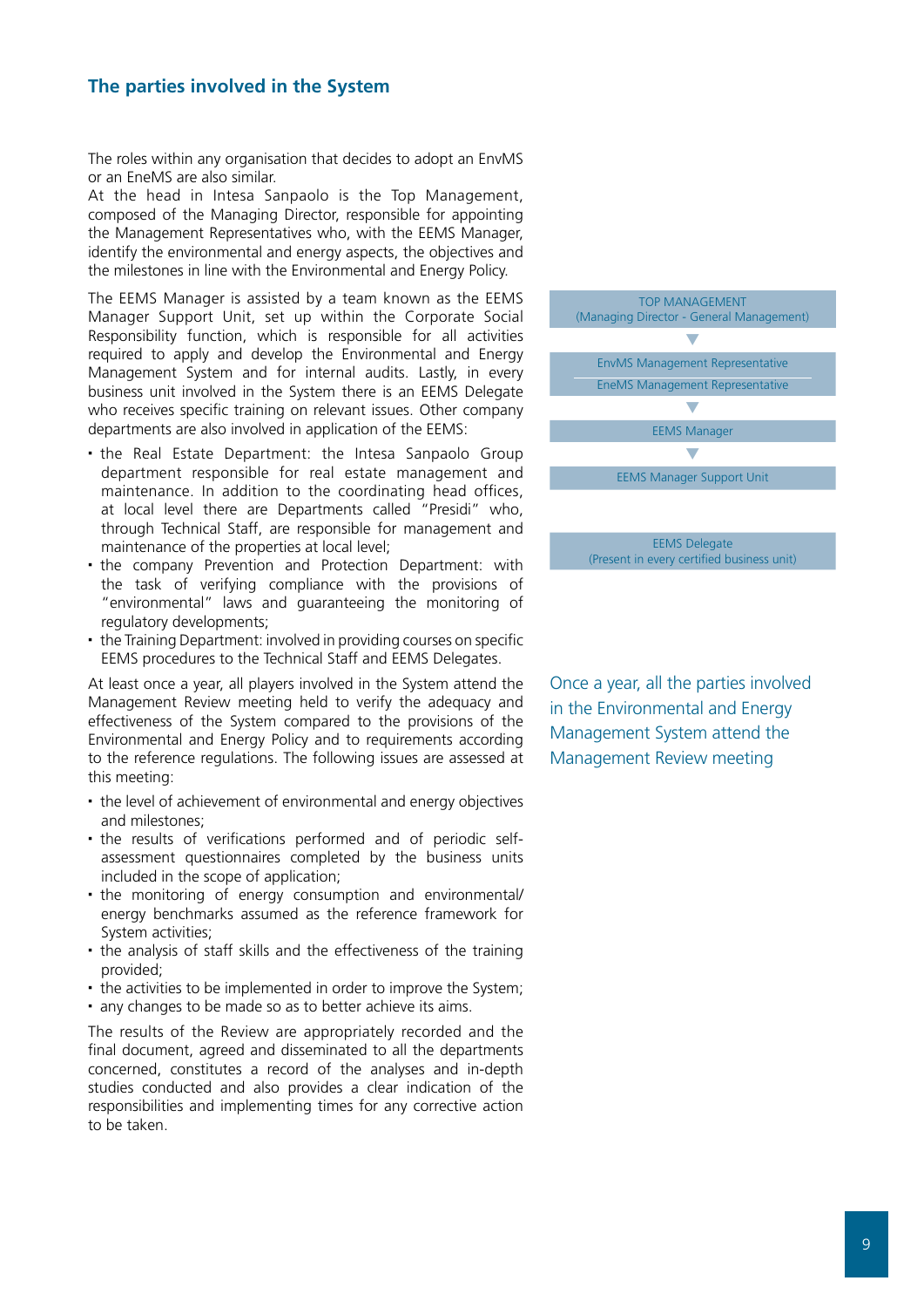## The parties involved in the System

The roles within any organisation that decides to adopt an EnvMS or an EneMS are also similar.
At the head in Intesa Sanpaolo is the Top Management, composed of the Managing Director, responsible for appointing the Management Representatives who, with the EEMS Manager, identify the environmental and energy aspects, the objectives and the milestones in line with the Environmental and Energy Policy.

The EEMS Manager is assisted by a team known as the EEMS Manager Support Unit, set up within the Corporate Social Responsibility function, which is responsible for all activities required to apply and develop the Environmental and Energy Management System and for internal audits. Lastly, in every business unit involved in the System there is an EEMS Delegate who receives specific training on relevant issues. Other company departments are also involved in application of the EEMS:

- the Real Estate Department: the Intesa Sanpaolo Group department responsible for real estate management and maintenance. In addition to the coordinating head offices, at local level there are Departments called "Presidi" who, through Technical Staff, are responsible for management and maintenance of the properties at local level;
- the company Prevention and Protection Department: with the task of verifying compliance with the provisions of "environmental" laws and guaranteeing the monitoring of regulatory developments;
- the Training Department: involved in providing courses on specific EEMS procedures to the Technical Staff and EEMS Delegates.

TOP MANAGEMENT
(Managing Director - General Management)

▼

EnvMS Management Representative
EneMS Management Representative

▼

EEMS Manager

▼

EEMS Manager Support Unit

EEMS Delegate
(Present in every certified business unit)

At least once a year, all players involved in the System attend the Management Review meeting held to verify the adequacy and effectiveness of the System compared to the provisions of the Environmental and Energy Policy and to requirements according to the reference regulations. The following issues are assessed at this meeting:

- the level of achievement of environmental and energy objectives and milestones;
- the results of verifications performed and of periodic self-assessment questionnaires completed by the business units included in the scope of application;
- the monitoring of energy consumption and environmental/energy benchmarks assumed as the reference framework for System activities;
- the analysis of staff skills and the effectiveness of the training provided;
- the activities to be implemented in order to improve the System;
- any changes to be made so as to better achieve its aims.

The results of the Review are appropriately recorded and the final document, agreed and disseminated to all the departments concerned, constitutes a record of the analyses and in-depth studies conducted and also provides a clear indication of the responsibilities and implementing times for any corrective action to be taken.

Once a year, all the parties involved in the Environmental and Energy Management System attend the Management Review meeting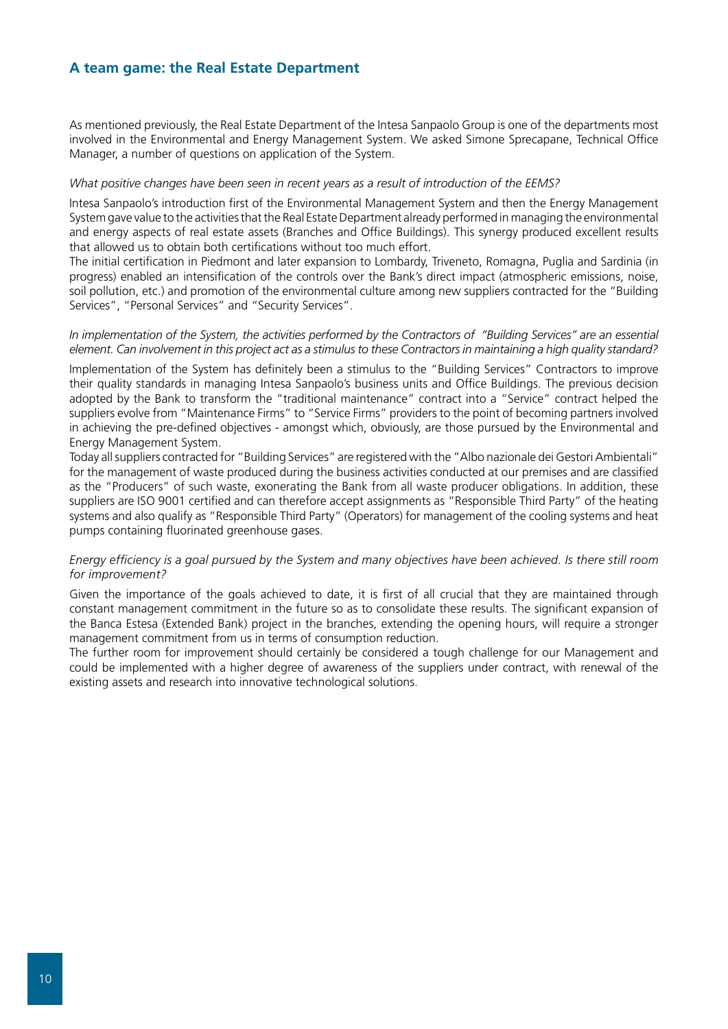## A team game: the Real Estate Department

As mentioned previously, the Real Estate Department of the Intesa Sanpaolo Group is one of the departments most involved in the Environmental and Energy Management System. We asked Simone Sprecapane, Technical Office Manager, a number of questions on application of the System.

*What positive changes have been seen in recent years as a result of introduction of the EEMS?*

Intesa Sanpaolo's introduction first of the Environmental Management System and then the Energy Management System gave value to the activities that the Real Estate Department already performed in managing the environmental and energy aspects of real estate assets (Branches and Office Buildings). This synergy produced excellent results that allowed us to obtain both certifications without too much effort.

The initial certification in Piedmont and later expansion to Lombardy, Triveneto, Romagna, Puglia and Sardinia (in progress) enabled an intensification of the controls over the Bank's direct impact (atmospheric emissions, noise, soil pollution, etc.) and promotion of the environmental culture among new suppliers contracted for the "Building Services", "Personal Services" and "Security Services".

*In implementation of the System, the activities performed by the Contractors of "Building Services" are an essential element. Can involvement in this project act as a stimulus to these Contractors in maintaining a high quality standard?*

Implementation of the System has definitely been a stimulus to the "Building Services" Contractors to improve their quality standards in managing Intesa Sanpaolo's business units and Office Buildings. The previous decision adopted by the Bank to transform the "traditional maintenance" contract into a "Service" contract helped the suppliers evolve from "Maintenance Firms" to "Service Firms" providers to the point of becoming partners involved in achieving the pre-defined objectives - amongst which, obviously, are those pursued by the Environmental and Energy Management System.

Today all suppliers contracted for "Building Services" are registered with the "Albo nazionale dei Gestori Ambientali" for the management of waste produced during the business activities conducted at our premises and are classified as the "Producers" of such waste, exonerating the Bank from all waste producer obligations. In addition, these suppliers are ISO 9001 certified and can therefore accept assignments as "Responsible Third Party" of the heating systems and also qualify as "Responsible Third Party" (Operators) for management of the cooling systems and heat pumps containing fluorinated greenhouse gases.

*Energy efficiency is a goal pursued by the System and many objectives have been achieved. Is there still room for improvement?*

Given the importance of the goals achieved to date, it is first of all crucial that they are maintained through constant management commitment in the future so as to consolidate these results. The significant expansion of the Banca Estesa (Extended Bank) project in the branches, extending the opening hours, will require a stronger management commitment from us in terms of consumption reduction.

The further room for improvement should certainly be considered a tough challenge for our Management and could be implemented with a higher degree of awareness of the suppliers under contract, with renewal of the existing assets and research into innovative technological solutions.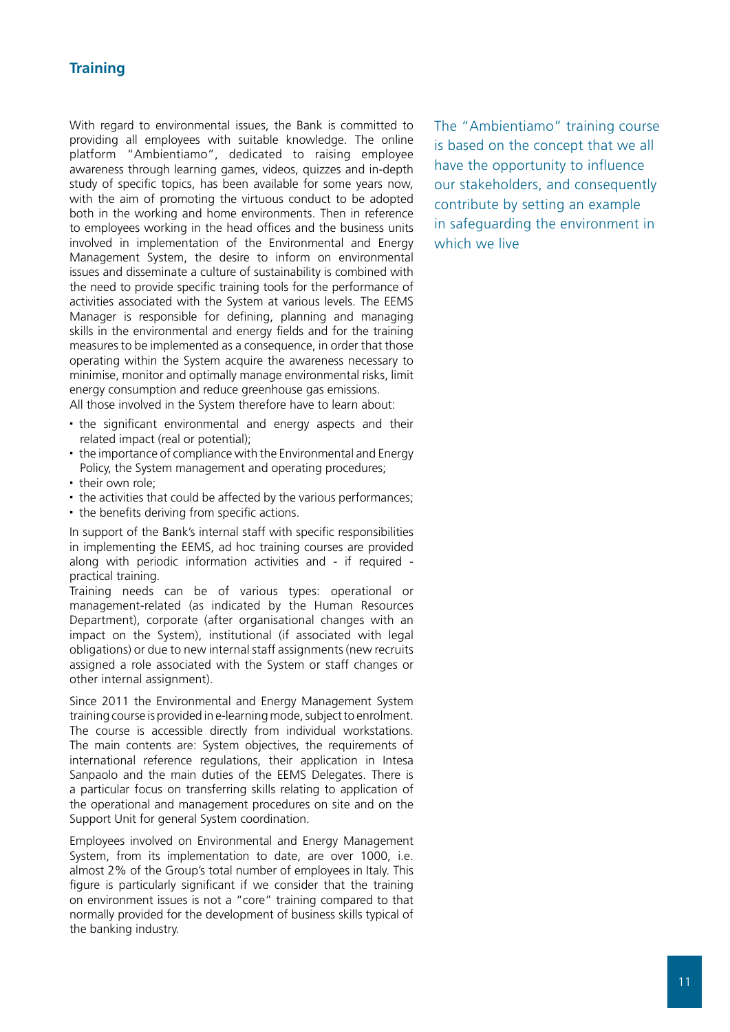## Training

With regard to environmental issues, the Bank is committed to providing all employees with suitable knowledge. The online platform "Ambientiamo", dedicated to raising employee awareness through learning games, videos, quizzes and in-depth study of specific topics, has been available for some years now, with the aim of promoting the virtuous conduct to be adopted both in the working and home environments. Then in reference to employees working in the head offices and the business units involved in implementation of the Environmental and Energy Management System, the desire to inform on environmental issues and disseminate a culture of sustainability is combined with the need to provide specific training tools for the performance of activities associated with the System at various levels. The EEMS Manager is responsible for defining, planning and managing skills in the environmental and energy fields and for the training measures to be implemented as a consequence, in order that those operating within the System acquire the awareness necessary to minimise, monitor and optimally manage environmental risks, limit energy consumption and reduce greenhouse gas emissions.
All those involved in the System therefore have to learn about:

- the significant environmental and energy aspects and their related impact (real or potential);
- the importance of compliance with the Environmental and Energy Policy, the System management and operating procedures;
- their own role;
- the activities that could be affected by the various performances;
- the benefits deriving from specific actions.

In support of the Bank's internal staff with specific responsibilities in implementing the EEMS, ad hoc training courses are provided along with periodic information activities and - if required - practical training.
Training needs can be of various types: operational or management-related (as indicated by the Human Resources Department), corporate (after organisational changes with an impact on the System), institutional (if associated with legal obligations) or due to new internal staff assignments (new recruits assigned a role associated with the System or staff changes or other internal assignment).

Since 2011 the Environmental and Energy Management System training course is provided in e-learning mode, subject to enrolment. The course is accessible directly from individual workstations. The main contents are: System objectives, the requirements of international reference regulations, their application in Intesa Sanpaolo and the main duties of the EEMS Delegates. There is a particular focus on transferring skills relating to application of the operational and management procedures on site and on the Support Unit for general System coordination.

Employees involved on Environmental and Energy Management System, from its implementation to date, are over 1000, i.e. almost 2% of the Group's total number of employees in Italy. This figure is particularly significant if we consider that the training on environment issues is not a "core" training compared to that normally provided for the development of business skills typical of the banking industry.

The "Ambientiamo" training course is based on the concept that we all have the opportunity to influence our stakeholders, and consequently contribute by setting an example in safeguarding the environment in which we live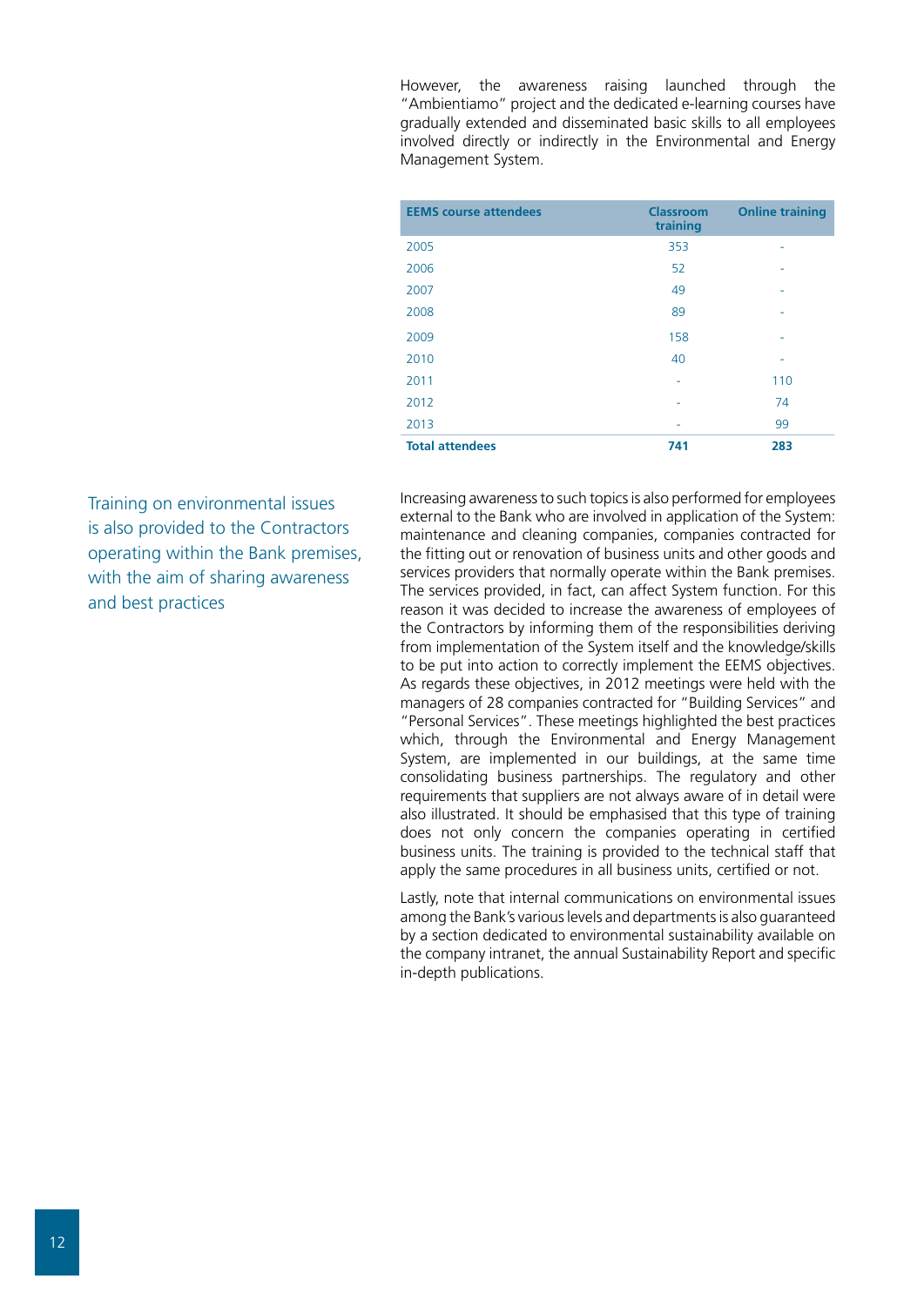However, the awareness raising launched through the "Ambientiamo" project and the dedicated e-learning courses have gradually extended and disseminated basic skills to all employees involved directly or indirectly in the Environmental and Energy Management System.

| EEMS course attendees | Classroom training | Online training |
|---|---|---|
| 2005 | 353 | - |
| 2006 | 52 | - |
| 2007 | 49 | - |
| 2008 | 89 | - |
| 2009 | 158 | - |
| 2010 | 40 | - |
| 2011 | - | 110 |
| 2012 | - | 74 |
| 2013 | - | 99 |
| **Total attendees** | **741** | **283** |

Training on environmental issues is also provided to the Contractors operating within the Bank premises, with the aim of sharing awareness and best practices

Increasing awareness to such topics is also performed for employees external to the Bank who are involved in application of the System: maintenance and cleaning companies, companies contracted for the fitting out or renovation of business units and other goods and services providers that normally operate within the Bank premises. The services provided, in fact, can affect System function. For this reason it was decided to increase the awareness of employees of the Contractors by informing them of the responsibilities deriving from implementation of the System itself and the knowledge/skills to be put into action to correctly implement the EEMS objectives. As regards these objectives, in 2012 meetings were held with the managers of 28 companies contracted for "Building Services" and "Personal Services". These meetings highlighted the best practices which, through the Environmental and Energy Management System, are implemented in our buildings, at the same time consolidating business partnerships. The regulatory and other requirements that suppliers are not always aware of in detail were also illustrated. It should be emphasised that this type of training does not only concern the companies operating in certified business units. The training is provided to the technical staff that apply the same procedures in all business units, certified or not.

Lastly, note that internal communications on environmental issues among the Bank's various levels and departments is also guaranteed by a section dedicated to environmental sustainability available on the company intranet, the annual Sustainability Report and specific in-depth publications.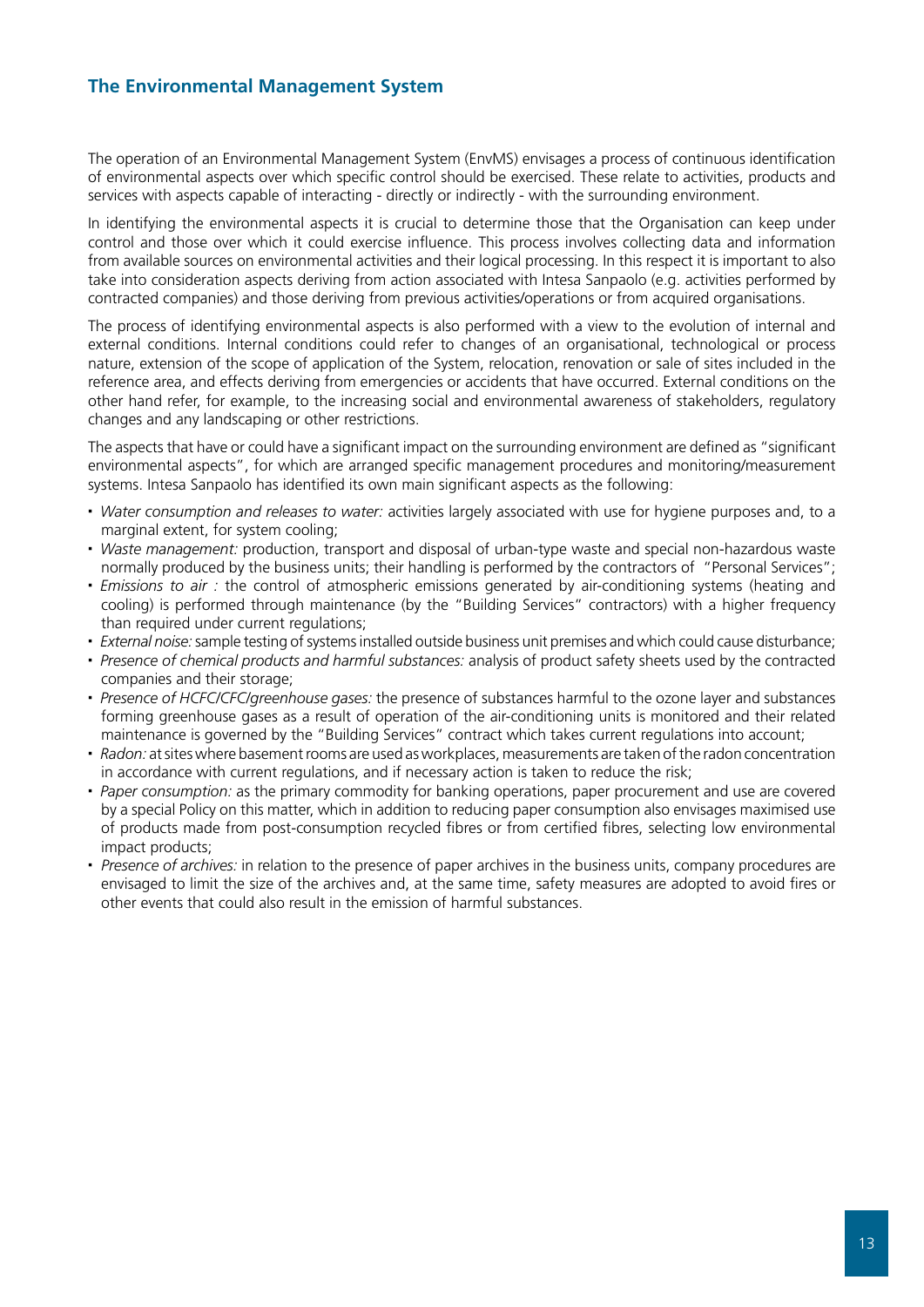## The Environmental Management System

The operation of an Environmental Management System (EnvMS) envisages a process of continuous identification of environmental aspects over which specific control should be exercised. These relate to activities, products and services with aspects capable of interacting - directly or indirectly - with the surrounding environment.

In identifying the environmental aspects it is crucial to determine those that the Organisation can keep under control and those over which it could exercise influence. This process involves collecting data and information from available sources on environmental activities and their logical processing. In this respect it is important to also take into consideration aspects deriving from action associated with Intesa Sanpaolo (e.g. activities performed by contracted companies) and those deriving from previous activities/operations or from acquired organisations.

The process of identifying environmental aspects is also performed with a view to the evolution of internal and external conditions. Internal conditions could refer to changes of an organisational, technological or process nature, extension of the scope of application of the System, relocation, renovation or sale of sites included in the reference area, and effects deriving from emergencies or accidents that have occurred. External conditions on the other hand refer, for example, to the increasing social and environmental awareness of stakeholders, regulatory changes and any landscaping or other restrictions.

The aspects that have or could have a significant impact on the surrounding environment are defined as "significant environmental aspects", for which are arranged specific management procedures and monitoring/measurement systems. Intesa Sanpaolo has identified its own main significant aspects as the following:

- *Water consumption and releases to water:* activities largely associated with use for hygiene purposes and, to a marginal extent, for system cooling;
- *Waste management:* production, transport and disposal of urban-type waste and special non-hazardous waste normally produced by the business units; their handling is performed by the contractors of "Personal Services";
- *Emissions to air :* the control of atmospheric emissions generated by air-conditioning systems (heating and cooling) is performed through maintenance (by the "Building Services" contractors) with a higher frequency than required under current regulations;
- *External noise:* sample testing of systems installed outside business unit premises and which could cause disturbance;
- *Presence of chemical products and harmful substances:* analysis of product safety sheets used by the contracted companies and their storage;
- *Presence of HCFC/CFC/greenhouse gases:* the presence of substances harmful to the ozone layer and substances forming greenhouse gases as a result of operation of the air-conditioning units is monitored and their related maintenance is governed by the "Building Services" contract which takes current regulations into account;
- *Radon:* at sites where basement rooms are used as workplaces, measurements are taken of the radon concentration in accordance with current regulations, and if necessary action is taken to reduce the risk;
- *Paper consumption:* as the primary commodity for banking operations, paper procurement and use are covered by a special Policy on this matter, which in addition to reducing paper consumption also envisages maximised use of products made from post-consumption recycled fibres or from certified fibres, selecting low environmental impact products;
- *Presence of archives:* in relation to the presence of paper archives in the business units, company procedures are envisaged to limit the size of the archives and, at the same time, safety measures are adopted to avoid fires or other events that could also result in the emission of harmful substances.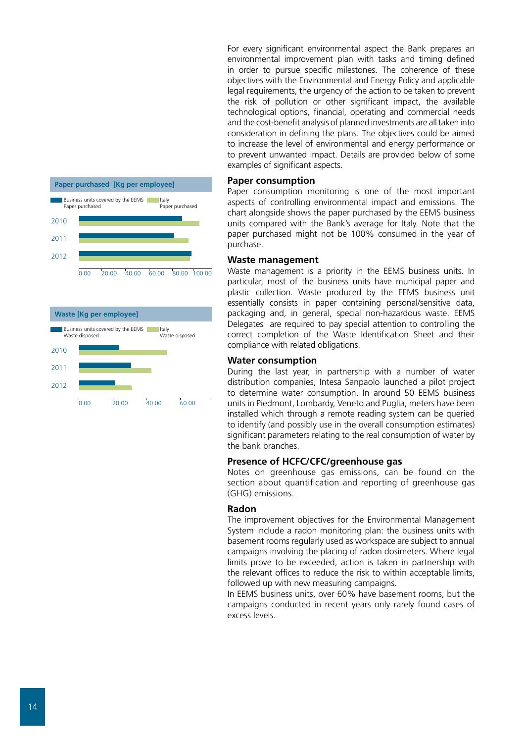For every significant environmental aspect the Bank prepares an environmental improvement plan with tasks and timing defined in order to pursue specific milestones. The coherence of these objectives with the Environmental and Energy Policy and applicable legal requirements, the urgency of the action to be taken to prevent the risk of pollution or other significant impact, the available technological options, financial, operating and commercial needs and the cost-benefit analysis of planned investments are all taken into consideration in defining the plans. The objectives could be aimed to increase the level of environmental and energy performance or to prevent unwanted impact. Details are provided below of some examples of significant aspects.

**Paper purchased [Kg per employee]**

Business units covered by the EEMS Paper purchased | Italy Paper purchased

2010, 2011, 2012

0.00 20.00 40.00 60.00 80.00 100.00

**Waste [Kg per employee]**

Business units covered by the EEMS Waste disposed | Italy Waste disposed

2010, 2011, 2012

0.00 20.00 40.00 60.00

## Paper consumption

Paper consumption monitoring is one of the most important aspects of controlling environmental impact and emissions. The chart alongside shows the paper purchased by the EEMS business units compared with the Bank's average for Italy. Note that the paper purchased might not be 100% consumed in the year of purchase.

## Waste management

Waste management is a priority in the EEMS business units. In particular, most of the business units have municipal paper and plastic collection. Waste produced by the EEMS business unit essentially consists in paper containing personal/sensitive data, packaging and, in general, special non-hazardous waste. EEMS Delegates are required to pay special attention to controlling the correct completion of the Waste Identification Sheet and their compliance with related obligations.

## Water consumption

During the last year, in partnership with a number of water distribution companies, Intesa Sanpaolo launched a pilot project to determine water consumption. In around 50 EEMS business units in Piedmont, Lombardy, Veneto and Puglia, meters have been installed which through a remote reading system can be queried to identify (and possibly use in the overall consumption estimates) significant parameters relating to the real consumption of water by the bank branches.

## Presence of HCFC/CFC/greenhouse gas

Notes on greenhouse gas emissions, can be found on the section about quantification and reporting of greenhouse gas (GHG) emissions.

## Radon

The improvement objectives for the Environmental Management System include a radon monitoring plan: the business units with basement rooms regularly used as workspace are subject to annual campaigns involving the placing of radon dosimeters. Where legal limits prove to be exceeded, action is taken in partnership with the relevant offices to reduce the risk to within acceptable limits, followed up with new measuring campaigns.

In EEMS business units, over 60% have basement rooms, but the campaigns conducted in recent years only rarely found cases of excess levels.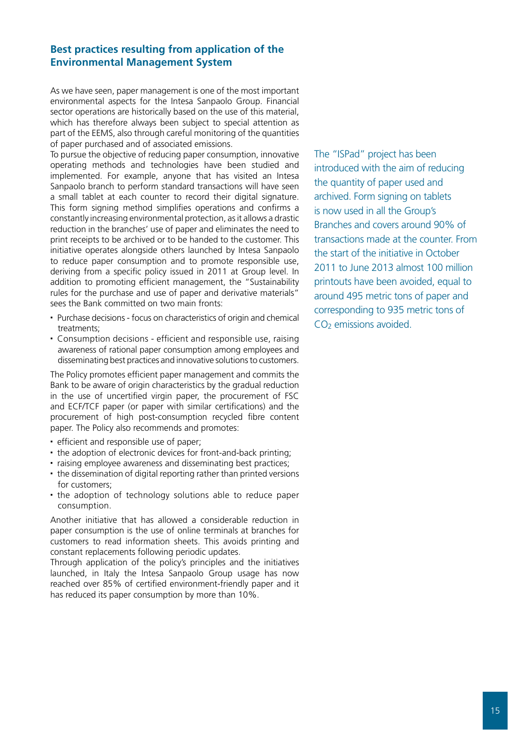## Best practices resulting from application of the Environmental Management System

As we have seen, paper management is one of the most important environmental aspects for the Intesa Sanpaolo Group. Financial sector operations are historically based on the use of this material, which has therefore always been subject to special attention as part of the EEMS, also through careful monitoring of the quantities of paper purchased and of associated emissions.

To pursue the objective of reducing paper consumption, innovative operating methods and technologies have been studied and implemented. For example, anyone that has visited an Intesa Sanpaolo branch to perform standard transactions will have seen a small tablet at each counter to record their digital signature. This form signing method simplifies operations and confirms a constantly increasing environmental protection, as it allows a drastic reduction in the branches' use of paper and eliminates the need to print receipts to be archived or to be handed to the customer. This initiative operates alongside others launched by Intesa Sanpaolo to reduce paper consumption and to promote responsible use, deriving from a specific policy issued in 2011 at Group level. In addition to promoting efficient management, the "Sustainability rules for the purchase and use of paper and derivative materials" sees the Bank committed on two main fronts:

- Purchase decisions - focus on characteristics of origin and chemical treatments;
- Consumption decisions - efficient and responsible use, raising awareness of rational paper consumption among employees and disseminating best practices and innovative solutions to customers.

The Policy promotes efficient paper management and commits the Bank to be aware of origin characteristics by the gradual reduction in the use of uncertified virgin paper, the procurement of FSC and ECF/TCF paper (or paper with similar certifications) and the procurement of high post-consumption recycled fibre content paper. The Policy also recommends and promotes:

- efficient and responsible use of paper;
- the adoption of electronic devices for front-and-back printing;
- raising employee awareness and disseminating best practices;
- the dissemination of digital reporting rather than printed versions for customers;
- the adoption of technology solutions able to reduce paper consumption.

Another initiative that has allowed a considerable reduction in paper consumption is the use of online terminals at branches for customers to read information sheets. This avoids printing and constant replacements following periodic updates.

Through application of the policy's principles and the initiatives launched, in Italy the Intesa Sanpaolo Group usage has now reached over 85% of certified environment-friendly paper and it has reduced its paper consumption by more than 10%.

The "ISPad" project has been introduced with the aim of reducing the quantity of paper used and archived. Form signing on tablets is now used in all the Group's Branches and covers around 90% of transactions made at the counter. From the start of the initiative in October 2011 to June 2013 almost 100 million printouts have been avoided, equal to around 495 metric tons of paper and corresponding to 935 metric tons of $CO_2$ emissions avoided.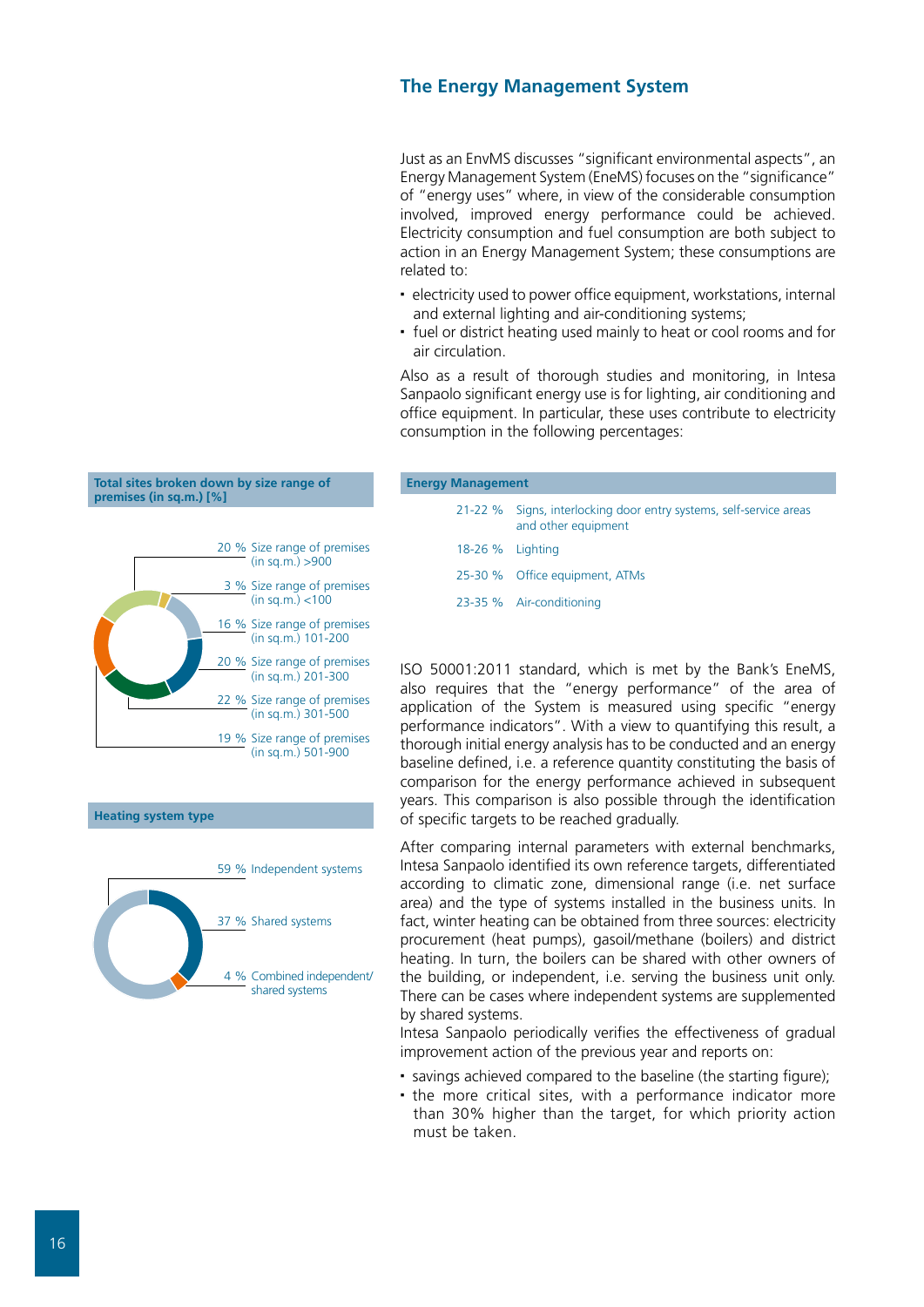## The Energy Management System

Just as an EnvMS discusses "significant environmental aspects", an Energy Management System (EneMS) focuses on the "significance" of "energy uses" where, in view of the considerable consumption involved, improved energy performance could be achieved. Electricity consumption and fuel consumption are both subject to action in an Energy Management System; these consumptions are related to:

- electricity used to power office equipment, workstations, internal and external lighting and air-conditioning systems;
- fuel or district heating used mainly to heat or cool rooms and for air circulation.

Also as a result of thorough studies and monitoring, in Intesa Sanpaolo significant energy use is for lighting, air conditioning and office equipment. In particular, these uses contribute to electricity consumption in the following percentages:

**Energy Management**

| | |
|---|---|
| 21-22 % | Signs, interlocking door entry systems, self-service areas and other equipment |
| 18-26 % | Lighting |
| 25-30 % | Office equipment, ATMs |
| 23-35 % | Air-conditioning |

**Total sites broken down by size range of premises (in sq.m.) [%]**

| % | Size range of premises (in sq.m.) |
|---|---|
| 20 % | >900 |
| 3 % | <100 |
| 16 % | 101-200 |
| 20 % | 201-300 |
| 22 % | 301-500 |
| 19 % | 501-900 |

**Heating system type**

| % | Type |
|---|---|
| 59 % | Independent systems |
| 37 % | Shared systems |
| 4 % | Combined independent/shared systems |

ISO 50001:2011 standard, which is met by the Bank's EneMS, also requires that the "energy performance" of the area of application of the System is measured using specific "energy performance indicators". With a view to quantifying this result, a thorough initial energy analysis has to be conducted and an energy baseline defined, i.e. a reference quantity constituting the basis of comparison for the energy performance achieved in subsequent years. This comparison is also possible through the identification of specific targets to be reached gradually.

After comparing internal parameters with external benchmarks, Intesa Sanpaolo identified its own reference targets, differentiated according to climatic zone, dimensional range (i.e. net surface area) and the type of systems installed in the business units. In fact, winter heating can be obtained from three sources: electricity procurement (heat pumps), gasoil/methane (boilers) and district heating. In turn, the boilers can be shared with other owners of the building, or independent, i.e. serving the business unit only. There can be cases where independent systems are supplemented by shared systems.

Intesa Sanpaolo periodically verifies the effectiveness of gradual improvement action of the previous year and reports on:

- savings achieved compared to the baseline (the starting figure);
- the more critical sites, with a performance indicator more than 30% higher than the target, for which priority action must be taken.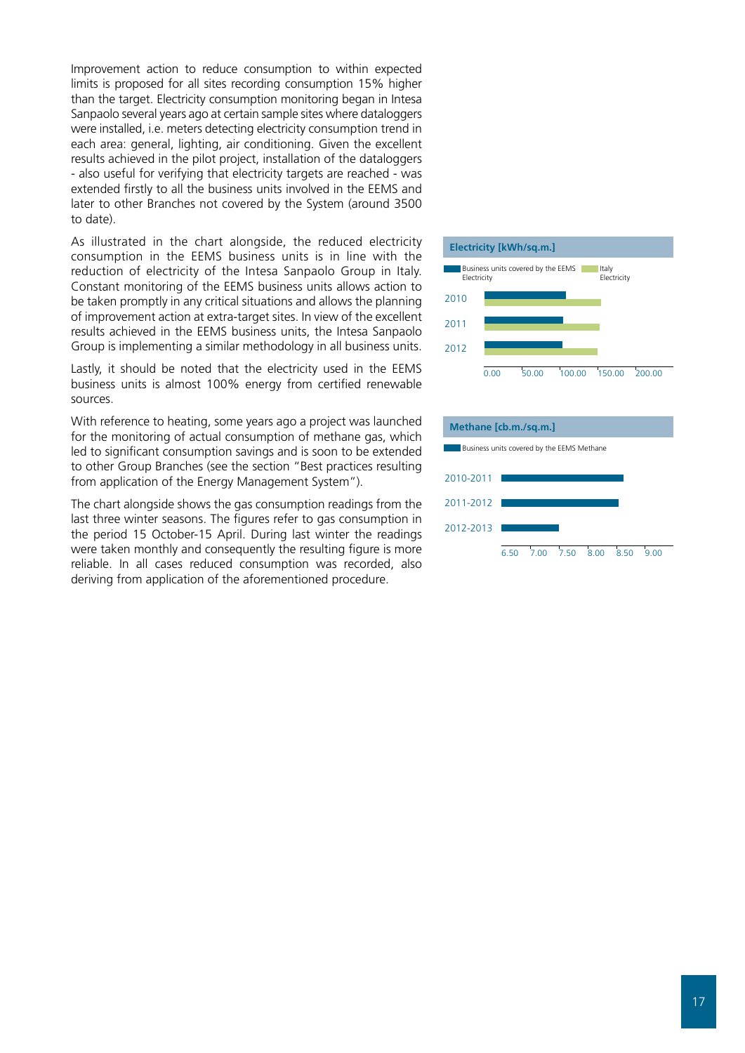Improvement action to reduce consumption to within expected limits is proposed for all sites recording consumption 15% higher than the target. Electricity consumption monitoring began in Intesa Sanpaolo several years ago at certain sample sites where dataloggers were installed, i.e. meters detecting electricity consumption trend in each area: general, lighting, air conditioning. Given the excellent results achieved in the pilot project, installation of the dataloggers - also useful for verifying that electricity targets are reached - was extended firstly to all the business units involved in the EEMS and later to other Branches not covered by the System (around 3500 to date).

As illustrated in the chart alongside, the reduced electricity consumption in the EEMS business units is in line with the reduction of electricity of the Intesa Sanpaolo Group in Italy. Constant monitoring of the EEMS business units allows action to be taken promptly in any critical situations and allows the planning of improvement action at extra-target sites. In view of the excellent results achieved in the EEMS business units, the Intesa Sanpaolo Group is implementing a similar methodology in all business units.

Lastly, it should be noted that the electricity used in the EEMS business units is almost 100% energy from certified renewable sources.

With reference to heating, some years ago a project was launched for the monitoring of actual consumption of methane gas, which led to significant consumption savings and is soon to be extended to other Group Branches (see the section "Best practices resulting from application of the Energy Management System").

The chart alongside shows the gas consumption readings from the last three winter seasons. The figures refer to gas consumption in the period 15 October-15 April. During last winter the readings were taken monthly and consequently the resulting figure is more reliable. In all cases reduced consumption was recorded, also deriving from application of the aforementioned procedure.

**Electricity [kWh/sq.m.]**

Business units covered by the EEMS Electricity | Italy Electricity

2010, 2011, 2012

0.00 50.00 100.00 150.00 200.00

**Methane [cb.m./sq.m.]**

Business units covered by the EEMS Methane

2010-2011, 2011-2012, 2012-2013

6.50 7.00 7.50 8.00 8.50 9.00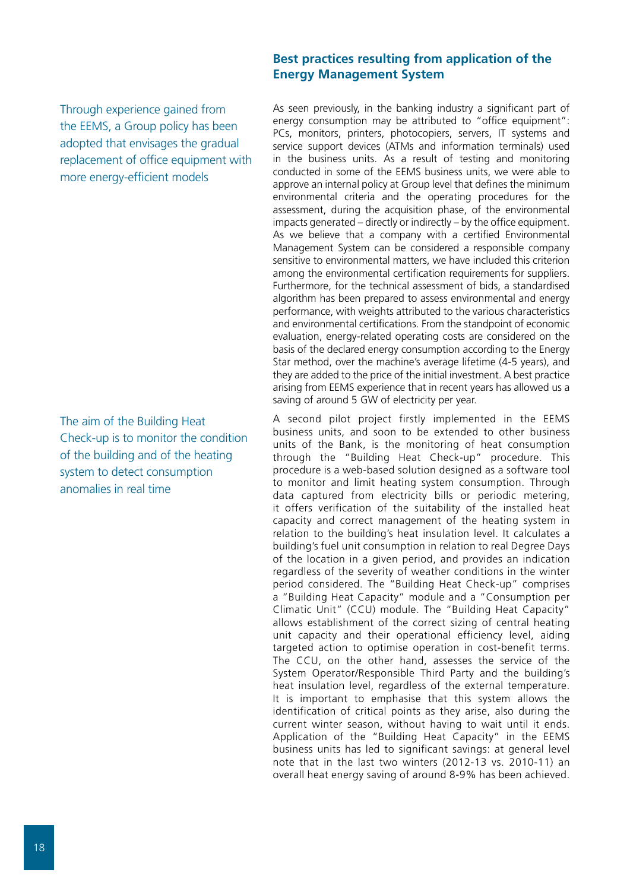## Best practices resulting from application of the Energy Management System

Through experience gained from the EEMS, a Group policy has been adopted that envisages the gradual replacement of office equipment with more energy-efficient models

As seen previously, in the banking industry a significant part of energy consumption may be attributed to "office equipment": PCs, monitors, printers, photocopiers, servers, IT systems and service support devices (ATMs and information terminals) used in the business units. As a result of testing and monitoring conducted in some of the EEMS business units, we were able to approve an internal policy at Group level that defines the minimum environmental criteria and the operating procedures for the assessment, during the acquisition phase, of the environmental impacts generated – directly or indirectly – by the office equipment. As we believe that a company with a certified Environmental Management System can be considered a responsible company sensitive to environmental matters, we have included this criterion among the environmental certification requirements for suppliers. Furthermore, for the technical assessment of bids, a standardised algorithm has been prepared to assess environmental and energy performance, with weights attributed to the various characteristics and environmental certifications. From the standpoint of economic evaluation, energy-related operating costs are considered on the basis of the declared energy consumption according to the Energy Star method, over the machine's average lifetime (4-5 years), and they are added to the price of the initial investment. A best practice arising from EEMS experience that in recent years has allowed us a saving of around 5 GW of electricity per year.

The aim of the Building Heat Check-up is to monitor the condition of the building and of the heating system to detect consumption anomalies in real time

A second pilot project firstly implemented in the EEMS business units, and soon to be extended to other business units of the Bank, is the monitoring of heat consumption through the "Building Heat Check-up" procedure. This procedure is a web-based solution designed as a software tool to monitor and limit heating system consumption. Through data captured from electricity bills or periodic metering, it offers verification of the suitability of the installed heat capacity and correct management of the heating system in relation to the building's heat insulation level. It calculates a building's fuel unit consumption in relation to real Degree Days of the location in a given period, and provides an indication regardless of the severity of weather conditions in the winter period considered. The "Building Heat Check-up" comprises a "Building Heat Capacity" module and a "Consumption per Climatic Unit" (CCU) module. The "Building Heat Capacity" allows establishment of the correct sizing of central heating unit capacity and their operational efficiency level, aiding targeted action to optimise operation in cost-benefit terms. The CCU, on the other hand, assesses the service of the System Operator/Responsible Third Party and the building's heat insulation level, regardless of the external temperature. It is important to emphasise that this system allows the identification of critical points as they arise, also during the current winter season, without having to wait until it ends. Application of the "Building Heat Capacity" in the EEMS business units has led to significant savings: at general level note that in the last two winters (2012-13 vs. 2010-11) an overall heat energy saving of around 8-9% has been achieved.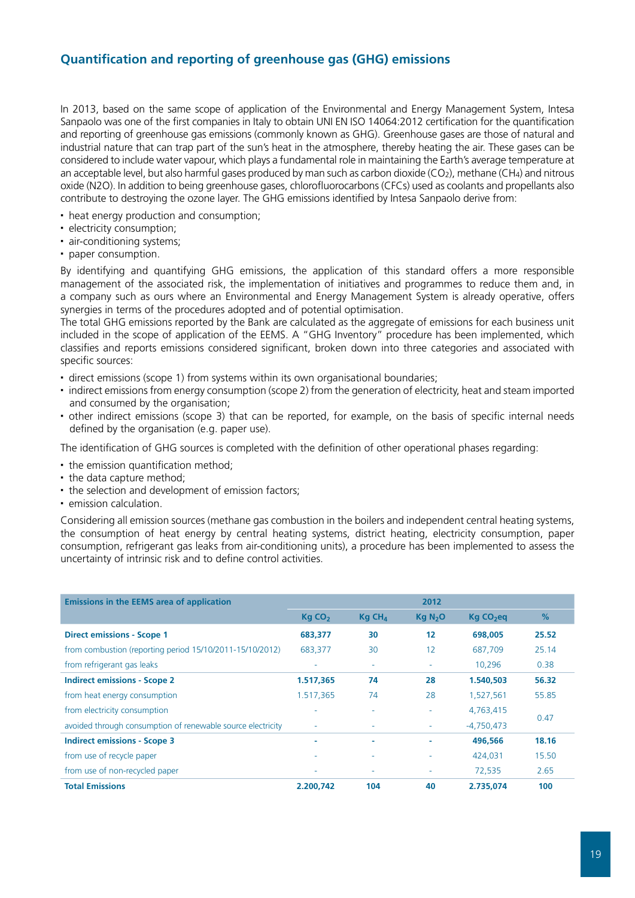## Quantification and reporting of greenhouse gas (GHG) emissions

In 2013, based on the same scope of application of the Environmental and Energy Management System, Intesa Sanpaolo was one of the first companies in Italy to obtain UNI EN ISO 14064:2012 certification for the quantification and reporting of greenhouse gas emissions (commonly known as GHG). Greenhouse gases are those of natural and industrial nature that can trap part of the sun's heat in the atmosphere, thereby heating the air. These gases can be considered to include water vapour, which plays a fundamental role in maintaining the Earth's average temperature at an acceptable level, but also harmful gases produced by man such as carbon dioxide ($CO_2$), methane ($CH_4$) and nitrous oxide (N2O). In addition to being greenhouse gases, chlorofluorocarbons (CFCs) used as coolants and propellants also contribute to destroying the ozone layer. The GHG emissions identified by Intesa Sanpaolo derive from:

- heat energy production and consumption;
- electricity consumption;
- air-conditioning systems;
- paper consumption.

By identifying and quantifying GHG emissions, the application of this standard offers a more responsible management of the associated risk, the implementation of initiatives and programmes to reduce them and, in a company such as ours where an Environmental and Energy Management System is already operative, offers synergies in terms of the procedures adopted and of potential optimisation.
The total GHG emissions reported by the Bank are calculated as the aggregate of emissions for each business unit included in the scope of application of the EEMS. A "GHG Inventory" procedure has been implemented, which classifies and reports emissions considered significant, broken down into three categories and associated with specific sources:

- direct emissions (scope 1) from systems within its own organisational boundaries;
- indirect emissions from energy consumption (scope 2) from the generation of electricity, heat and steam imported and consumed by the organisation;
- other indirect emissions (scope 3) that can be reported, for example, on the basis of specific internal needs defined by the organisation (e.g. paper use).

The identification of GHG sources is completed with the definition of other operational phases regarding:

- the emission quantification method;
- the data capture method;
- the selection and development of emission factors;
- emission calculation.

Considering all emission sources (methane gas combustion in the boilers and independent central heating systems, the consumption of heat energy by central heating systems, district heating, electricity consumption, paper consumption, refrigerant gas leaks from air-conditioning units), a procedure has been implemented to assess the uncertainty of intrinsic risk and to define control activities.

| Emissions in the EEMS area of application | 2012 | | | | |
|---|---|---|---|---|---|
| | Kg $CO_2$ | Kg $CH_4$ | Kg $N_2O$ | Kg $CO_2$eq | % |
| **Direct emissions - Scope 1** | **683,377** | **30** | **12** | **698,005** | **25.52** |
| from combustion (reporting period 15/10/2011-15/10/2012) | 683,377 | 30 | 12 | 687,709 | 25.14 |
| from refrigerant gas leaks | - | - | - | 10,296 | 0.38 |
| **Indirect emissions - Scope 2** | **1.517,365** | **74** | **28** | **1.540,503** | **56.32** |
| from heat energy consumption | 1.517,365 | 74 | 28 | 1,527,561 | 55.85 |
| from electricity consumption | - | - | - | 4,763,415 | 0.47 |
| avoided through consumption of renewable source electricity | - | - | - | -4,750,473 | |
| **Indirect emissions - Scope 3** | **-** | **-** | **-** | **496,566** | **18.16** |
| from use of recycle paper | - | - | - | 424,031 | 15.50 |
| from use of non-recycled paper | - | - | - | 72,535 | 2.65 |
| **Total Emissions** | **2.200,742** | **104** | **40** | **2.735,074** | **100** |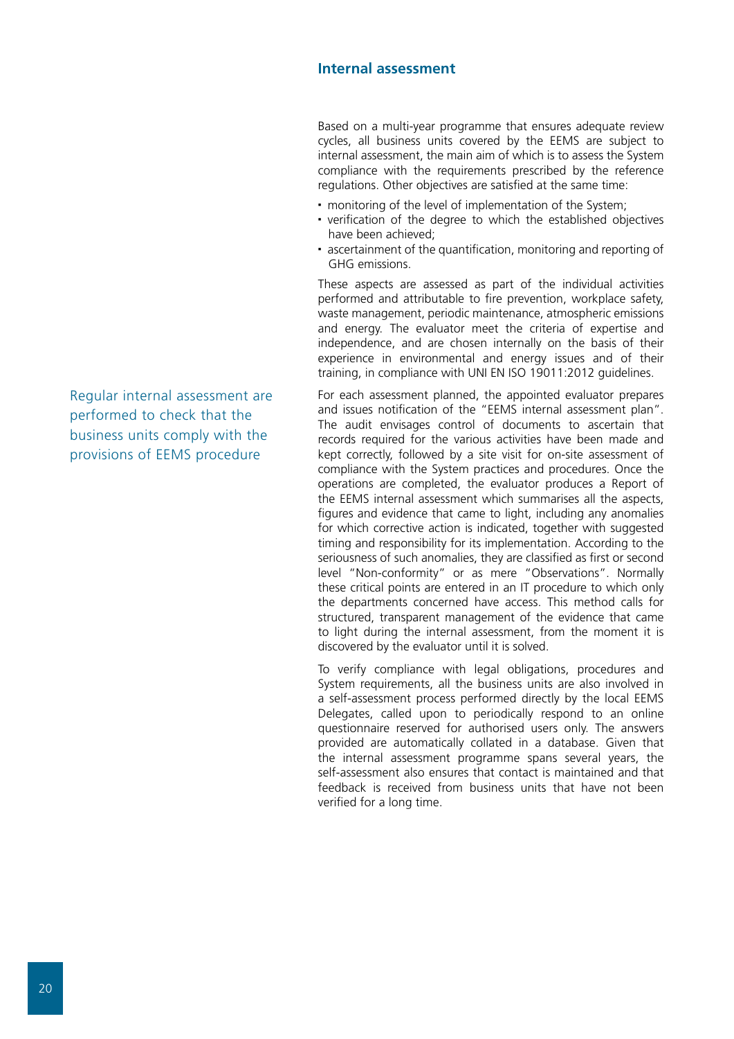## Internal assessment

Based on a multi-year programme that ensures adequate review cycles, all business units covered by the EEMS are subject to internal assessment, the main aim of which is to assess the System compliance with the requirements prescribed by the reference regulations. Other objectives are satisfied at the same time:

- monitoring of the level of implementation of the System;
- verification of the degree to which the established objectives have been achieved;
- ascertainment of the quantification, monitoring and reporting of GHG emissions.

These aspects are assessed as part of the individual activities performed and attributable to fire prevention, workplace safety, waste management, periodic maintenance, atmospheric emissions and energy. The evaluator meet the criteria of expertise and independence, and are chosen internally on the basis of their experience in environmental and energy issues and of their training, in compliance with UNI EN ISO 19011:2012 guidelines.

Regular internal assessment are performed to check that the business units comply with the provisions of EEMS procedure

For each assessment planned, the appointed evaluator prepares and issues notification of the "EEMS internal assessment plan". The audit envisages control of documents to ascertain that records required for the various activities have been made and kept correctly, followed by a site visit for on-site assessment of compliance with the System practices and procedures. Once the operations are completed, the evaluator produces a Report of the EEMS internal assessment which summarises all the aspects, figures and evidence that came to light, including any anomalies for which corrective action is indicated, together with suggested timing and responsibility for its implementation. According to the seriousness of such anomalies, they are classified as first or second level "Non-conformity" or as mere "Observations". Normally these critical points are entered in an IT procedure to which only the departments concerned have access. This method calls for structured, transparent management of the evidence that came to light during the internal assessment, from the moment it is discovered by the evaluator until it is solved.

To verify compliance with legal obligations, procedures and System requirements, all the business units are also involved in a self-assessment process performed directly by the local EEMS Delegates, called upon to periodically respond to an online questionnaire reserved for authorised users only. The answers provided are automatically collated in a database. Given that the internal assessment programme spans several years, the self-assessment also ensures that contact is maintained and that feedback is received from business units that have not been verified for a long time.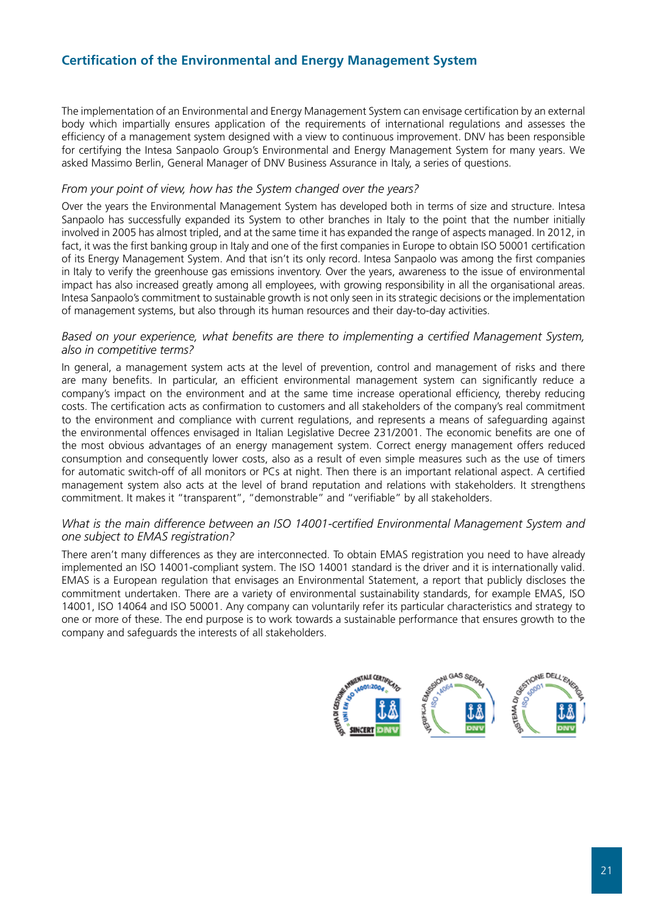## Certification of the Environmental and Energy Management System

The implementation of an Environmental and Energy Management System can envisage certification by an external body which impartially ensures application of the requirements of international regulations and assesses the efficiency of a management system designed with a view to continuous improvement. DNV has been responsible for certifying the Intesa Sanpaolo Group's Environmental and Energy Management System for many years. We asked Massimo Berlin, General Manager of DNV Business Assurance in Italy, a series of questions.

*From your point of view, how has the System changed over the years?*

Over the years the Environmental Management System has developed both in terms of size and structure. Intesa Sanpaolo has successfully expanded its System to other branches in Italy to the point that the number initially involved in 2005 has almost tripled, and at the same time it has expanded the range of aspects managed. In 2012, in fact, it was the first banking group in Italy and one of the first companies in Europe to obtain ISO 50001 certification of its Energy Management System. And that isn't its only record. Intesa Sanpaolo was among the first companies in Italy to verify the greenhouse gas emissions inventory. Over the years, awareness to the issue of environmental impact has also increased greatly among all employees, with growing responsibility in all the organisational areas. Intesa Sanpaolo's commitment to sustainable growth is not only seen in its strategic decisions or the implementation of management systems, but also through its human resources and their day-to-day activities.

*Based on your experience, what benefits are there to implementing a certified Management System, also in competitive terms?*

In general, a management system acts at the level of prevention, control and management of risks and there are many benefits. In particular, an efficient environmental management system can significantly reduce a company's impact on the environment and at the same time increase operational efficiency, thereby reducing costs. The certification acts as confirmation to customers and all stakeholders of the company's real commitment to the environment and compliance with current regulations, and represents a means of safeguarding against the environmental offences envisaged in Italian Legislative Decree 231/2001. The economic benefits are one of the most obvious advantages of an energy management system. Correct energy management offers reduced consumption and consequently lower costs, also as a result of even simple measures such as the use of timers for automatic switch-off of all monitors or PCs at night. Then there is an important relational aspect. A certified management system also acts at the level of brand reputation and relations with stakeholders. It strengthens commitment. It makes it "transparent", "demonstrable" and "verifiable" by all stakeholders.

*What is the main difference between an ISO 14001-certified Environmental Management System and one subject to EMAS registration?*

There aren't many differences as they are interconnected. To obtain EMAS registration you need to have already implemented an ISO 14001-compliant system. The ISO 14001 standard is the driver and it is internationally valid. EMAS is a European regulation that envisages an Environmental Statement, a report that publicly discloses the commitment undertaken. There are a variety of environmental sustainability standards, for example EMAS, ISO 14001, ISO 14064 and ISO 50001. Any company can voluntarily refer its particular characteristics and strategy to one or more of these. The end purpose is to work towards a sustainable performance that ensures growth to the company and safeguards the interests of all stakeholders.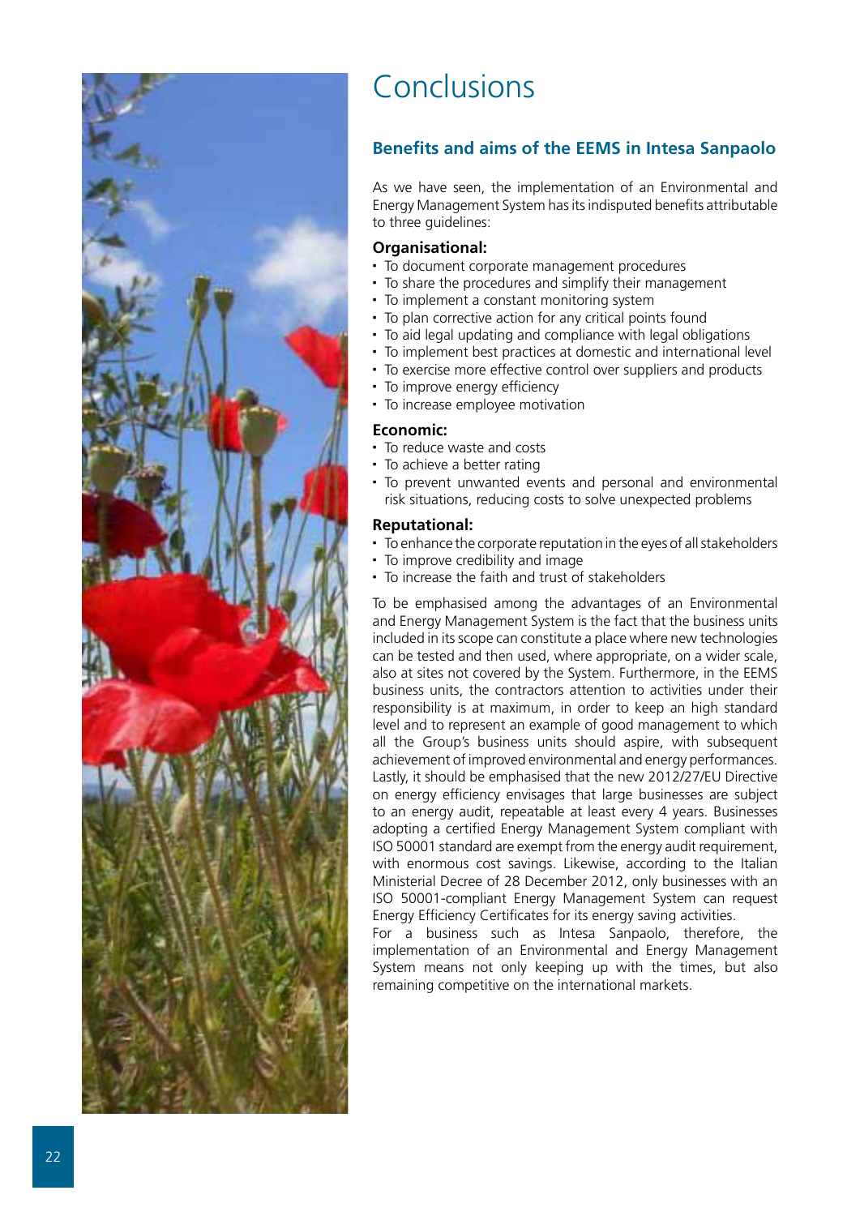# Conclusions

## Benefits and aims of the EEMS in Intesa Sanpaolo

As we have seen, the implementation of an Environmental and Energy Management System has its indisputed benefits attributable to three guidelines:

**Organisational:**

- To document corporate management procedures
- To share the procedures and simplify their management
- To implement a constant monitoring system
- To plan corrective action for any critical points found
- To aid legal updating and compliance with legal obligations
- To implement best practices at domestic and international level
- To exercise more effective control over suppliers and products
- To improve energy efficiency
- To increase employee motivation

**Economic:**

- To reduce waste and costs
- To achieve a better rating
- To prevent unwanted events and personal and environmental risk situations, reducing costs to solve unexpected problems

**Reputational:**

- To enhance the corporate reputation in the eyes of all stakeholders
- To improve credibility and image
- To increase the faith and trust of stakeholders

To be emphasised among the advantages of an Environmental and Energy Management System is the fact that the business units included in its scope can constitute a place where new technologies can be tested and then used, where appropriate, on a wider scale, also at sites not covered by the System. Furthermore, in the EEMS business units, the contractors attention to activities under their responsibility is at maximum, in order to keep an high standard level and to represent an example of good management to which all the Group's business units should aspire, with subsequent achievement of improved environmental and energy performances. Lastly, it should be emphasised that the new 2012/27/EU Directive on energy efficiency envisages that large businesses are subject to an energy audit, repeatable at least every 4 years. Businesses adopting a certified Energy Management System compliant with ISO 50001 standard are exempt from the energy audit requirement, with enormous cost savings. Likewise, according to the Italian Ministerial Decree of 28 December 2012, only businesses with an ISO 50001-compliant Energy Management System can request Energy Efficiency Certificates for its energy saving activities.
For a business such as Intesa Sanpaolo, therefore, the implementation of an Environmental and Energy Management System means not only keeping up with the times, but also remaining competitive on the international markets.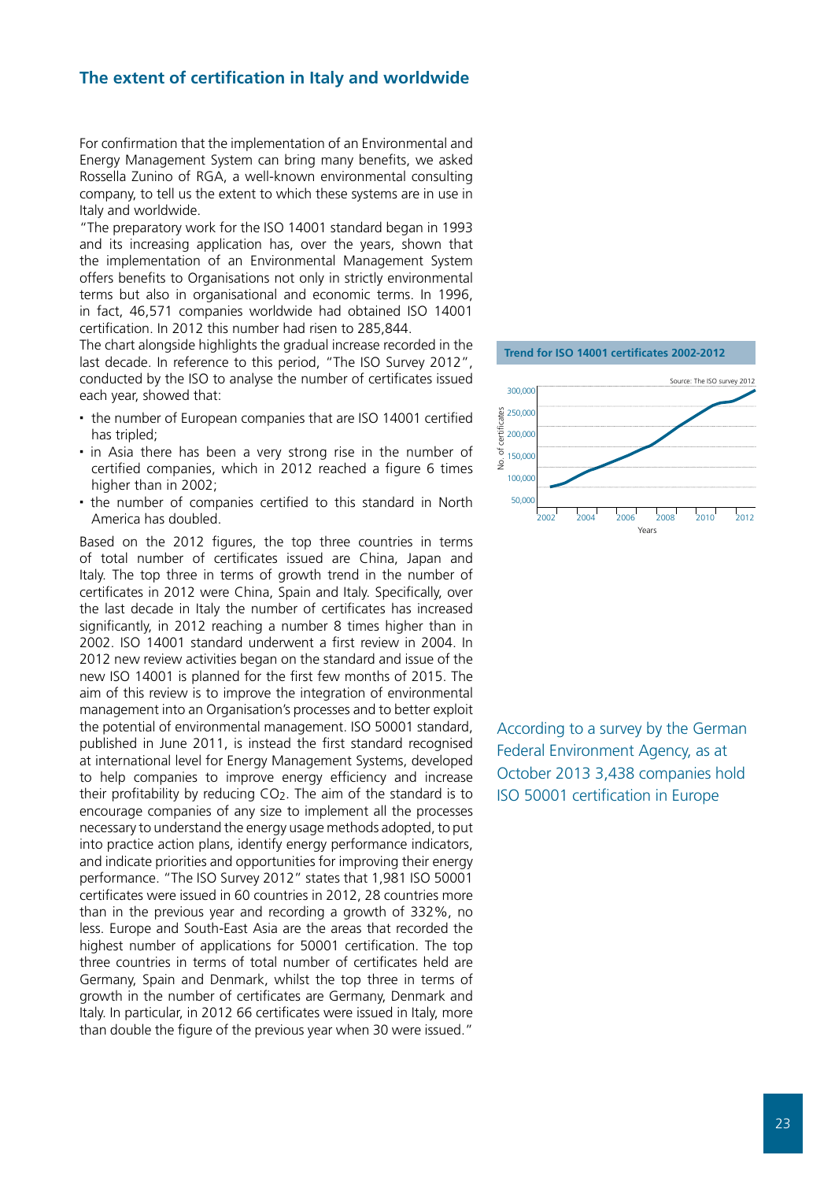## The extent of certification in Italy and worldwide

For confirmation that the implementation of an Environmental and Energy Management System can bring many benefits, we asked Rossella Zunino of RGA, a well-known environmental consulting company, to tell us the extent to which these systems are in use in Italy and worldwide.

"The preparatory work for the ISO 14001 standard began in 1993 and its increasing application has, over the years, shown that the implementation of an Environmental Management System offers benefits to Organisations not only in strictly environmental terms but also in organisational and economic terms. In 1996, in fact, 46,571 companies worldwide had obtained ISO 14001 certification. In 2012 this number had risen to 285,844.

The chart alongside highlights the gradual increase recorded in the last decade. In reference to this period, "The ISO Survey 2012", conducted by the ISO to analyse the number of certificates issued each year, showed that:

- the number of European companies that are ISO 14001 certified has tripled;
- in Asia there has been a very strong rise in the number of certified companies, which in 2012 reached a figure 6 times higher than in 2002;
- the number of companies certified to this standard in North America has doubled.

Based on the 2012 figures, the top three countries in terms of total number of certificates issued are China, Japan and Italy. The top three in terms of growth trend in the number of certificates in 2012 were China, Spain and Italy. Specifically, over the last decade in Italy the number of certificates has increased significantly, in 2012 reaching a number 8 times higher than in 2002. ISO 14001 standard underwent a first review in 2004. In 2012 new review activities began on the standard and issue of the new ISO 14001 is planned for the first few months of 2015. The aim of this review is to improve the integration of environmental management into an Organisation's processes and to better exploit the potential of environmental management. ISO 50001 standard, published in June 2011, is instead the first standard recognised at international level for Energy Management Systems, developed to help companies to improve energy efficiency and increase their profitability by reducing $CO_2$. The aim of the standard is to encourage companies of any size to implement all the processes necessary to understand the energy usage methods adopted, to put into practice action plans, identify energy performance indicators, and indicate priorities and opportunities for improving their energy performance. "The ISO Survey 2012" states that 1,981 ISO 50001 certificates were issued in 60 countries in 2012, 28 countries more than in the previous year and recording a growth of 332%, no less. Europe and South-East Asia are the areas that recorded the highest number of applications for 50001 certification. The top three countries in terms of total number of certificates held are Germany, Spain and Denmark, whilst the top three in terms of growth in the number of certificates are Germany, Denmark and Italy. In particular, in 2012 66 certificates were issued in Italy, more than double the figure of the previous year when 30 were issued."

**Trend for ISO 14001 certificates 2002-2012**

Source: The ISO survey 2012

According to a survey by the German Federal Environment Agency, as at October 2013 3,438 companies hold ISO 50001 certification in Europe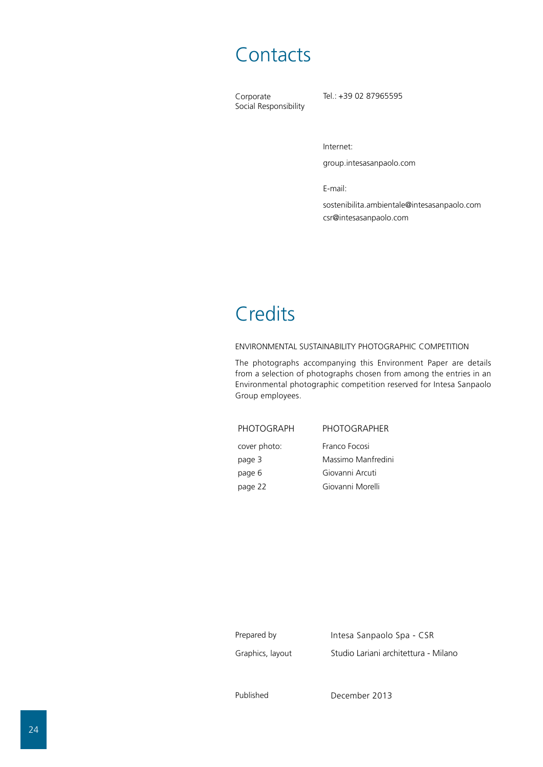# Contacts

Corporate
Social Responsibility

Tel.: +39 02 87965595

Internet:

group.intesasanpaolo.com

E-mail:

sostenibilita.ambientale@intesasanpaolo.com
csr@intesasanpaolo.com

# Credits

ENVIRONMENTAL SUSTAINABILITY PHOTOGRAPHIC COMPETITION

The photographs accompanying this Environment Paper are details from a selection of photographs chosen from among the entries in an Environmental photographic competition reserved for Intesa Sanpaolo Group employees.

| PHOTOGRAPH | PHOTOGRAPHER |
|---|---|
| cover photo: | Franco Focosi |
| page 3 | Massimo Manfredini |
| page 6 | Giovanni Arcuti |
| page 22 | Giovanni Morelli |

Prepared by: Intesa Sanpaolo Spa - CSR

Graphics, layout: Studio Lariani architettura - Milano

Published: December 2013